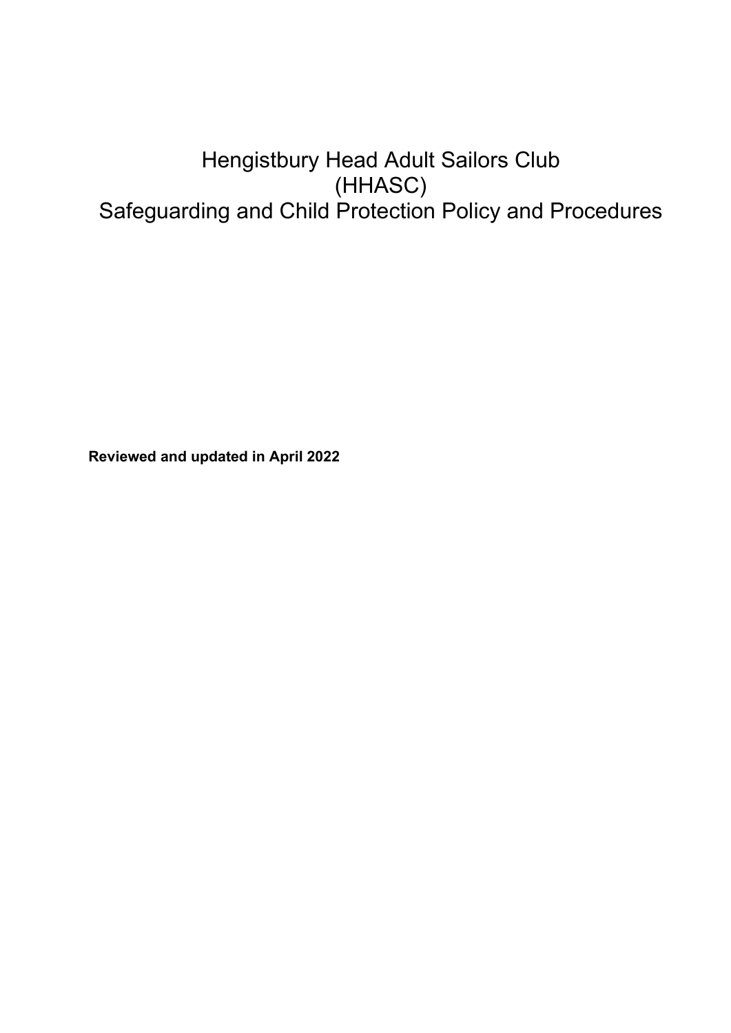# Hengistbury Head Adult Sailors Club (HHASC) Safeguarding and Child Protection Policy and Procedures

**Reviewed and updated in April 2022**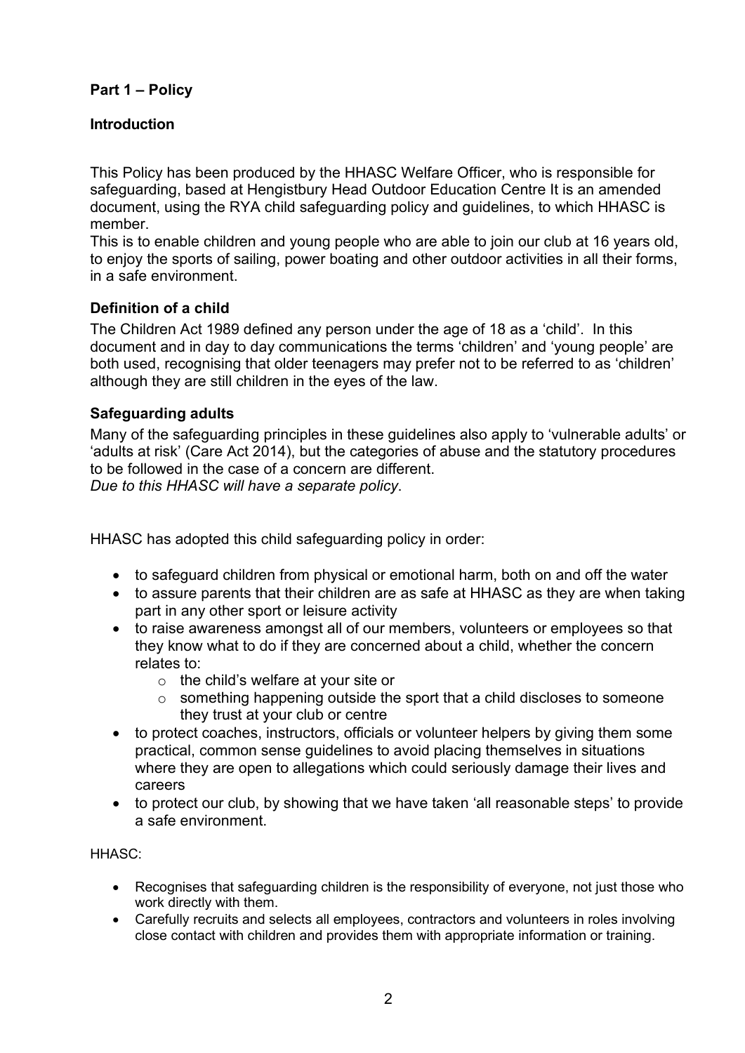## Part 1 – Policy

### Introduction

This Policy has been produced by the HHASC Welfare Officer, who is responsible for safeguarding, based at Hengistbury Head Outdoor Education Centre It is an amended document, using the RYA child safeguarding policy and guidelines, to which HHASC is member.

This is to enable children and young people who are able to join our club at 16 years old, to enjoy the sports of sailing, power boating and other outdoor activities in all their forms, in a safe environment.

### Definition of a child

The Children Act 1989 defined any person under the age of 18 as a 'child'. In this document and in day to day communications the terms 'children' and 'young people' are both used, recognising that older teenagers may prefer not to be referred to as 'children' although they are still children in the eyes of the law.

### Safeguarding adults

Many of the safeguarding principles in these guidelines also apply to 'vulnerable adults' or 'adults at risk' (Care Act 2014), but the categories of abuse and the statutory procedures to be followed in the case of a concern are different.
*Due to this HHASC will have a separate policy*.

HHASC has adopted this child safeguarding policy in order:

- to safeguard children from physical or emotional harm, both on and off the water
- to assure parents that their children are as safe at HHASC as they are when taking part in any other sport or leisure activity
- to raise awareness amongst all of our members, volunteers or employees so that they know what to do if they are concerned about a child, whether the concern relates to:
    - the child's welfare at your site or
    - something happening outside the sport that a child discloses to someone they trust at your club or centre
- to protect coaches, instructors, officials or volunteer helpers by giving them some practical, common sense guidelines to avoid placing themselves in situations where they are open to allegations which could seriously damage their lives and careers
- to protect our club, by showing that we have taken 'all reasonable steps' to provide a safe environment.

HHASC:

- Recognises that safeguarding children is the responsibility of everyone, not just those who work directly with them.
- Carefully recruits and selects all employees, contractors and volunteers in roles involving close contact with children and provides them with appropriate information or training.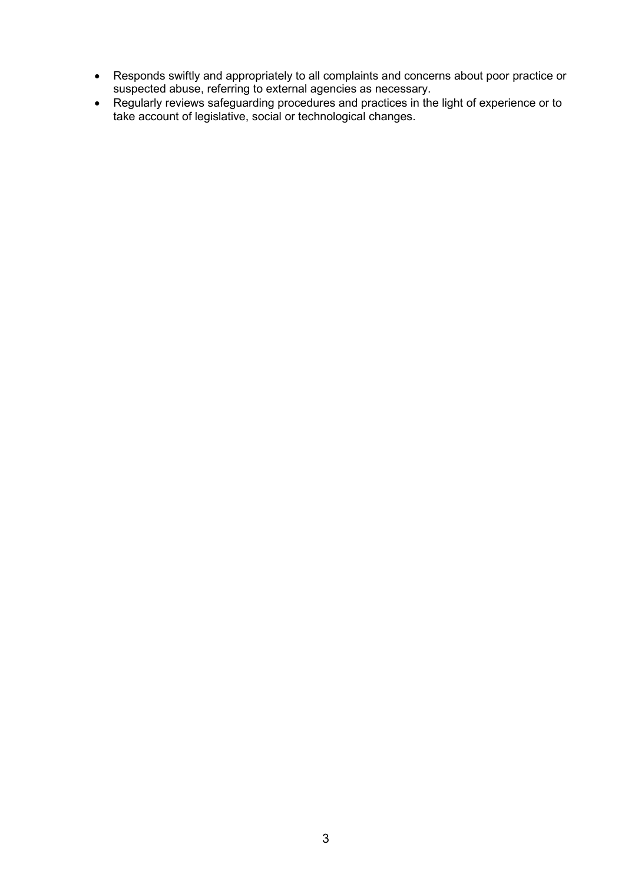- Responds swiftly and appropriately to all complaints and concerns about poor practice or suspected abuse, referring to external agencies as necessary.
- Regularly reviews safeguarding procedures and practices in the light of experience or to take account of legislative, social or technological changes.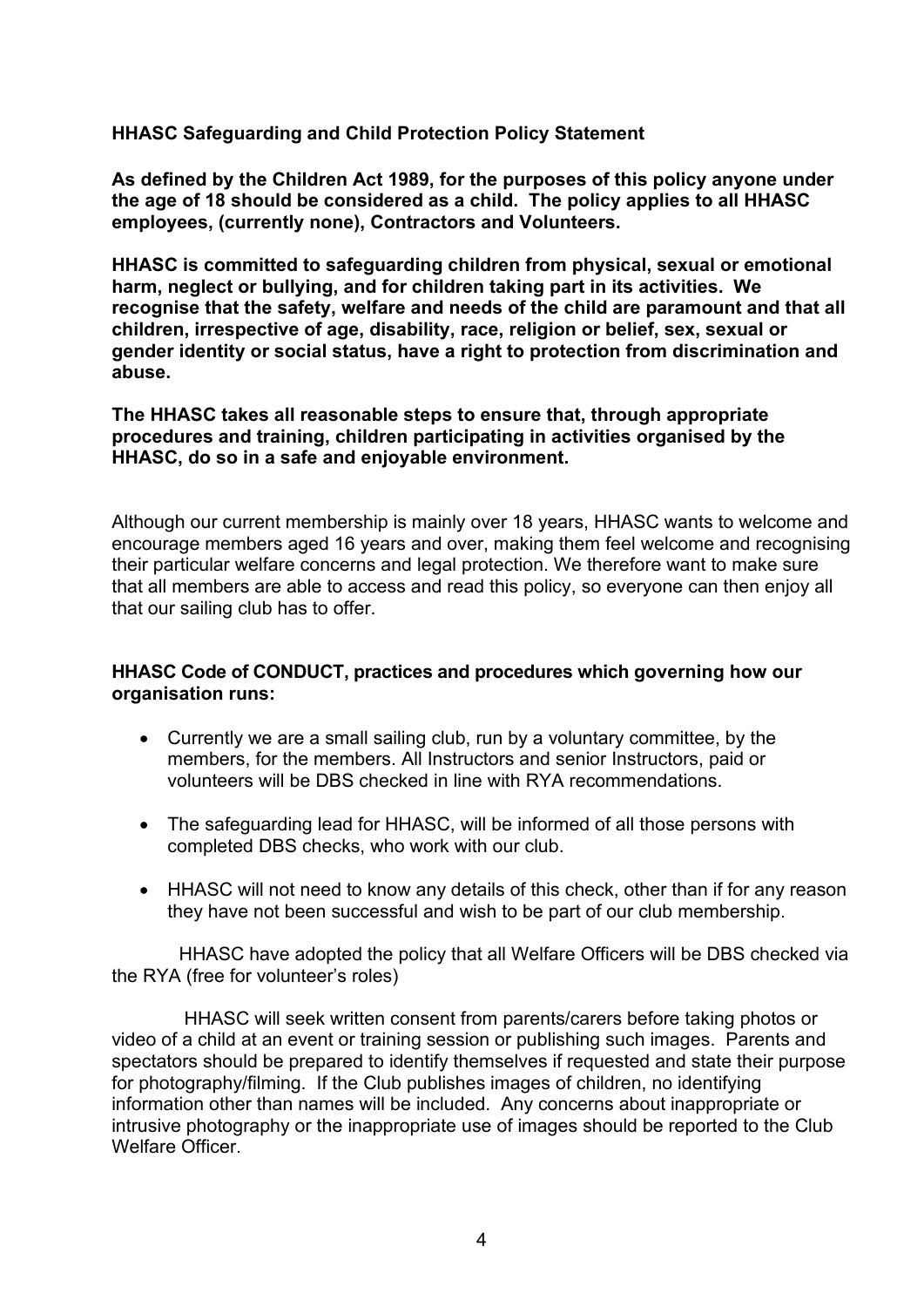**HHASC Safeguarding and Child Protection Policy Statement**

**As defined by the Children Act 1989, for the purposes of this policy anyone under the age of 18 should be considered as a child. The policy applies to all HHASC employees, (currently none), Contractors and Volunteers.**

**HHASC is committed to safeguarding children from physical, sexual or emotional harm, neglect or bullying, and for children taking part in its activities. We recognise that the safety, welfare and needs of the child are paramount and that all children, irrespective of age, disability, race, religion or belief, sex, sexual or gender identity or social status, have a right to protection from discrimination and abuse.**

**The HHASC takes all reasonable steps to ensure that, through appropriate procedures and training, children participating in activities organised by the HHASC, do so in a safe and enjoyable environment.**

Although our current membership is mainly over 18 years, HHASC wants to welcome and encourage members aged 16 years and over, making them feel welcome and recognising their particular welfare concerns and legal protection. We therefore want to make sure that all members are able to access and read this policy, so everyone can then enjoy all that our sailing club has to offer.

**HHASC Code of CONDUCT, practices and procedures which governing how our organisation runs:**

- Currently we are a small sailing club, run by a voluntary committee, by the members, for the members. All Instructors and senior Instructors, paid or volunteers will be DBS checked in line with RYA recommendations.
- The safeguarding lead for HHASC, will be informed of all those persons with completed DBS checks, who work with our club.
- HHASC will not need to know any details of this check, other than if for any reason they have not been successful and wish to be part of our club membership.

HHASC have adopted the policy that all Welfare Officers will be DBS checked via the RYA (free for volunteer's roles)

HHASC will seek written consent from parents/carers before taking photos or video of a child at an event or training session or publishing such images. Parents and spectators should be prepared to identify themselves if requested and state their purpose for photography/filming. If the Club publishes images of children, no identifying information other than names will be included. Any concerns about inappropriate or intrusive photography or the inappropriate use of images should be reported to the Club Welfare Officer.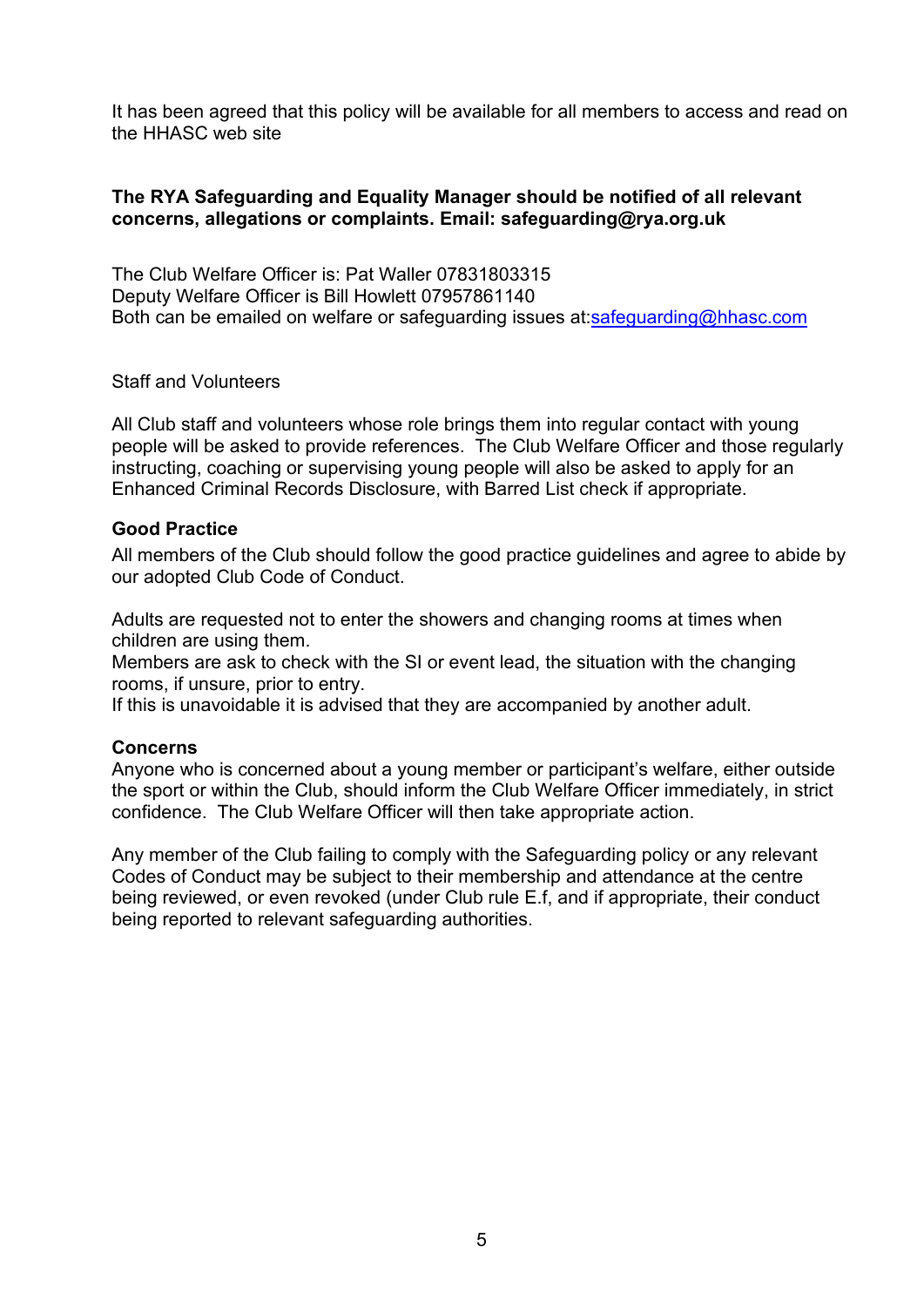It has been agreed that this policy will be available for all members to access and read on the HHASC web site

**The RYA Safeguarding and Equality Manager should be notified of all relevant concerns, allegations or complaints. Email: safeguarding@rya.org.uk**

The Club Welfare Officer is: Pat Waller 07831803315
Deputy Welfare Officer is Bill Howlett 07957861140
Both can be emailed on welfare or safeguarding issues at:safeguarding@hhasc.com

Staff and Volunteers

All Club staff and volunteers whose role brings them into regular contact with young people will be asked to provide references. The Club Welfare Officer and those regularly instructing, coaching or supervising young people will also be asked to apply for an Enhanced Criminal Records Disclosure, with Barred List check if appropriate.

**Good Practice**

All members of the Club should follow the good practice guidelines and agree to abide by our adopted Club Code of Conduct.

Adults are requested not to enter the showers and changing rooms at times when children are using them.
Members are ask to check with the SI or event lead, the situation with the changing rooms, if unsure, prior to entry.
If this is unavoidable it is advised that they are accompanied by another adult.

**Concerns**

Anyone who is concerned about a young member or participant's welfare, either outside the sport or within the Club, should inform the Club Welfare Officer immediately, in strict confidence. The Club Welfare Officer will then take appropriate action.

Any member of the Club failing to comply with the Safeguarding policy or any relevant Codes of Conduct may be subject to their membership and attendance at the centre being reviewed, or even revoked (under Club rule E.f, and if appropriate, their conduct being reported to relevant safeguarding authorities.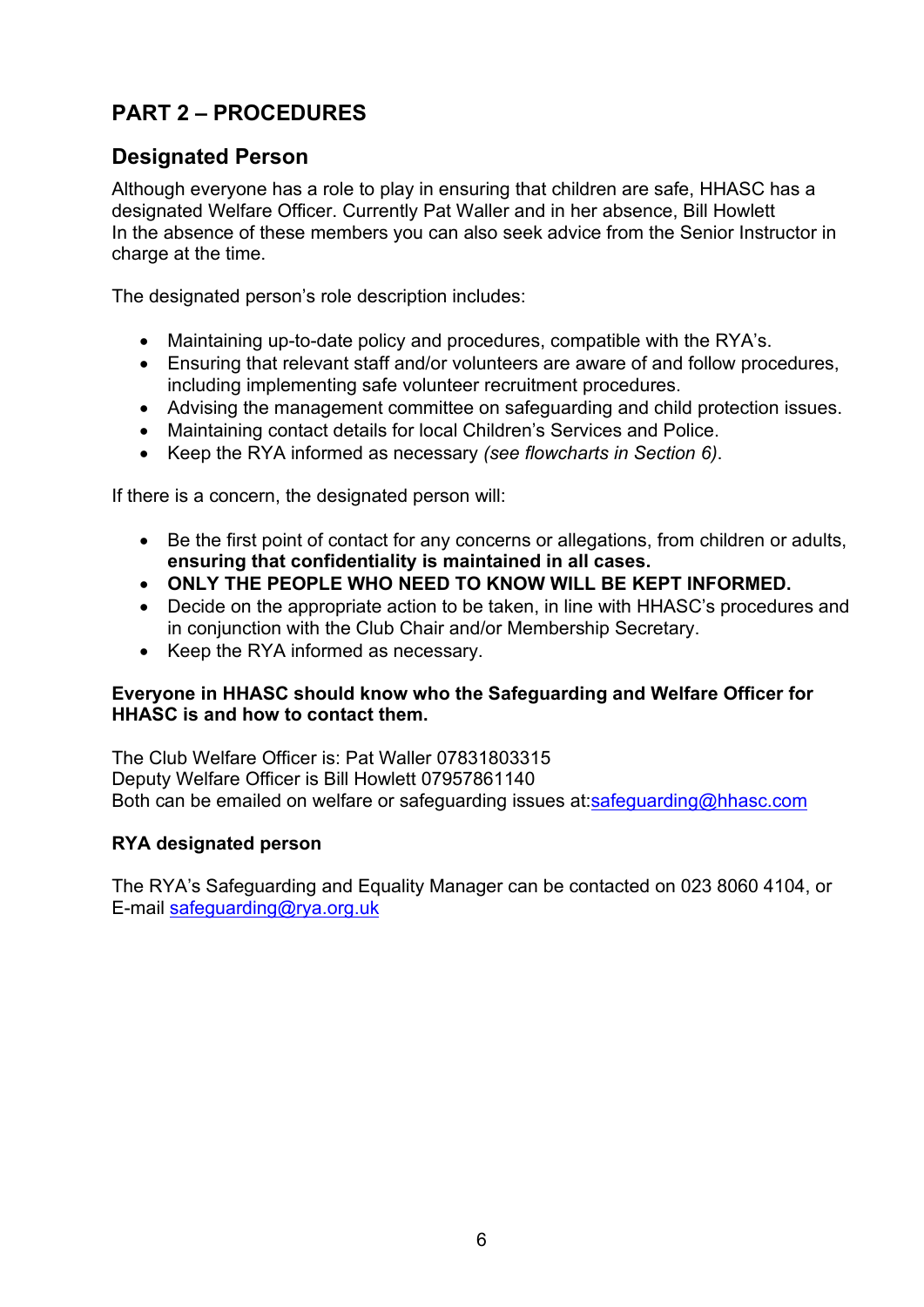## PART 2 – PROCEDURES

### Designated Person

Although everyone has a role to play in ensuring that children are safe, HHASC has a designated Welfare Officer. Currently Pat Waller and in her absence, Bill Howlett
In the absence of these members you can also seek advice from the Senior Instructor in charge at the time.

The designated person's role description includes:

- Maintaining up-to-date policy and procedures, compatible with the RYA's.
- Ensuring that relevant staff and/or volunteers are aware of and follow procedures, including implementing safe volunteer recruitment procedures.
- Advising the management committee on safeguarding and child protection issues.
- Maintaining contact details for local Children's Services and Police.
- Keep the RYA informed as necessary *(see flowcharts in Section 6)*.

If there is a concern, the designated person will:

- Be the first point of contact for any concerns or allegations, from children or adults, **ensuring that confidentiality is maintained in all cases.**
- **ONLY THE PEOPLE WHO NEED TO KNOW WILL BE KEPT INFORMED.**
- Decide on the appropriate action to be taken, in line with HHASC's procedures and in conjunction with the Club Chair and/or Membership Secretary.
- Keep the RYA informed as necessary.

**Everyone in HHASC should know who the Safeguarding and Welfare Officer for HHASC is and how to contact them.**

The Club Welfare Officer is: Pat Waller 07831803315
Deputy Welfare Officer is Bill Howlett 07957861140
Both can be emailed on welfare or safeguarding issues at:safeguarding@hhasc.com

**RYA designated person**

The RYA's Safeguarding and Equality Manager can be contacted on 023 8060 4104, or E-mail safeguarding@rya.org.uk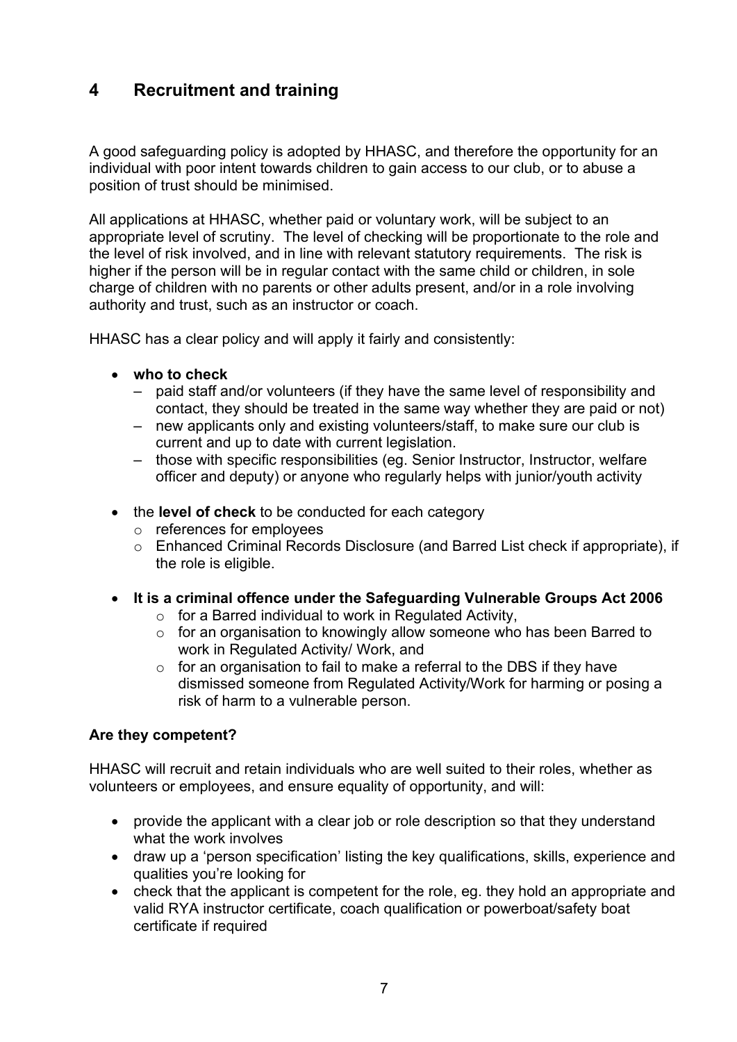# 4 Recruitment and training

A good safeguarding policy is adopted by HHASC, and therefore the opportunity for an individual with poor intent towards children to gain access to our club, or to abuse a position of trust should be minimised.

All applications at HHASC, whether paid or voluntary work, will be subject to an appropriate level of scrutiny. The level of checking will be proportionate to the role and the level of risk involved, and in line with relevant statutory requirements. The risk is higher if the person will be in regular contact with the same child or children, in sole charge of children with no parents or other adults present, and/or in a role involving authority and trust, such as an instructor or coach.

HHASC has a clear policy and will apply it fairly and consistently:

- **who to check**
  - paid staff and/or volunteers (if they have the same level of responsibility and contact, they should be treated in the same way whether they are paid or not)
  - new applicants only and existing volunteers/staff, to make sure our club is current and up to date with current legislation.
  - those with specific responsibilities (eg. Senior Instructor, Instructor, welfare officer and deputy) or anyone who regularly helps with junior/youth activity
- the **level of check** to be conducted for each category
  - references for employees
  - Enhanced Criminal Records Disclosure (and Barred List check if appropriate), if the role is eligible.
- **It is a criminal offence under the Safeguarding Vulnerable Groups Act 2006**
  - for a Barred individual to work in Regulated Activity,
  - for an organisation to knowingly allow someone who has been Barred to work in Regulated Activity/ Work, and
  - for an organisation to fail to make a referral to the DBS if they have dismissed someone from Regulated Activity/Work for harming or posing a risk of harm to a vulnerable person.

**Are they competent?**

HHASC will recruit and retain individuals who are well suited to their roles, whether as volunteers or employees, and ensure equality of opportunity, and will:

- provide the applicant with a clear job or role description so that they understand what the work involves
- draw up a 'person specification' listing the key qualifications, skills, experience and qualities you're looking for
- check that the applicant is competent for the role, eg. they hold an appropriate and valid RYA instructor certificate, coach qualification or powerboat/safety boat certificate if required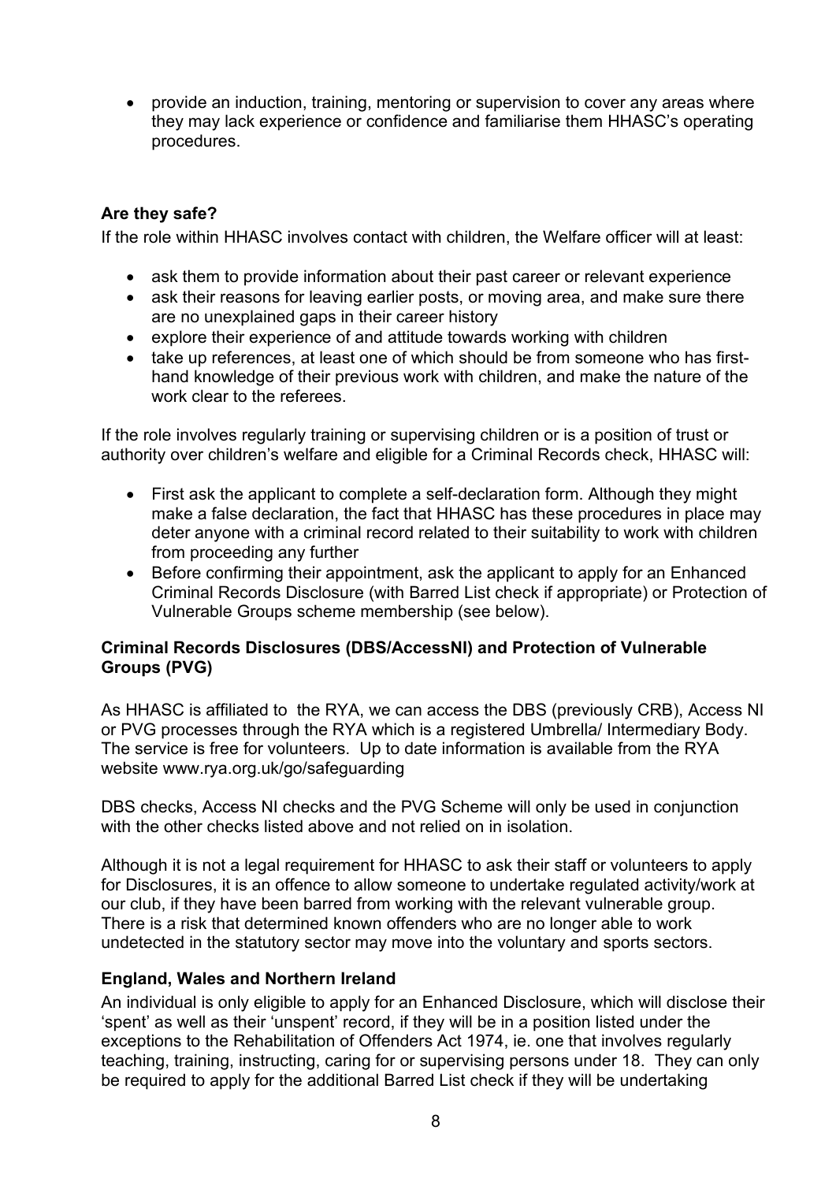- provide an induction, training, mentoring or supervision to cover any areas where they may lack experience or confidence and familiarise them HHASC's operating procedures.

**Are they safe?**

If the role within HHASC involves contact with children, the Welfare officer will at least:

- ask them to provide information about their past career or relevant experience
- ask their reasons for leaving earlier posts, or moving area, and make sure there are no unexplained gaps in their career history
- explore their experience of and attitude towards working with children
- take up references, at least one of which should be from someone who has first-hand knowledge of their previous work with children, and make the nature of the work clear to the referees.

If the role involves regularly training or supervising children or is a position of trust or authority over children's welfare and eligible for a Criminal Records check, HHASC will:

- First ask the applicant to complete a self-declaration form. Although they might make a false declaration, the fact that HHASC has these procedures in place may deter anyone with a criminal record related to their suitability to work with children from proceeding any further
- Before confirming their appointment, ask the applicant to apply for an Enhanced Criminal Records Disclosure (with Barred List check if appropriate) or Protection of Vulnerable Groups scheme membership (see below).

**Criminal Records Disclosures (DBS/AccessNI) and Protection of Vulnerable Groups (PVG)**

As HHASC is affiliated to the RYA, we can access the DBS (previously CRB), Access NI or PVG processes through the RYA which is a registered Umbrella/ Intermediary Body. The service is free for volunteers. Up to date information is available from the RYA website www.rya.org.uk/go/safeguarding

DBS checks, Access NI checks and the PVG Scheme will only be used in conjunction with the other checks listed above and not relied on in isolation.

Although it is not a legal requirement for HHASC to ask their staff or volunteers to apply for Disclosures, it is an offence to allow someone to undertake regulated activity/work at our club, if they have been barred from working with the relevant vulnerable group. There is a risk that determined known offenders who are no longer able to work undetected in the statutory sector may move into the voluntary and sports sectors.

**England, Wales and Northern Ireland**

An individual is only eligible to apply for an Enhanced Disclosure, which will disclose their 'spent' as well as their 'unspent' record, if they will be in a position listed under the exceptions to the Rehabilitation of Offenders Act 1974, ie. one that involves regularly teaching, training, instructing, caring for or supervising persons under 18. They can only be required to apply for the additional Barred List check if they will be undertaking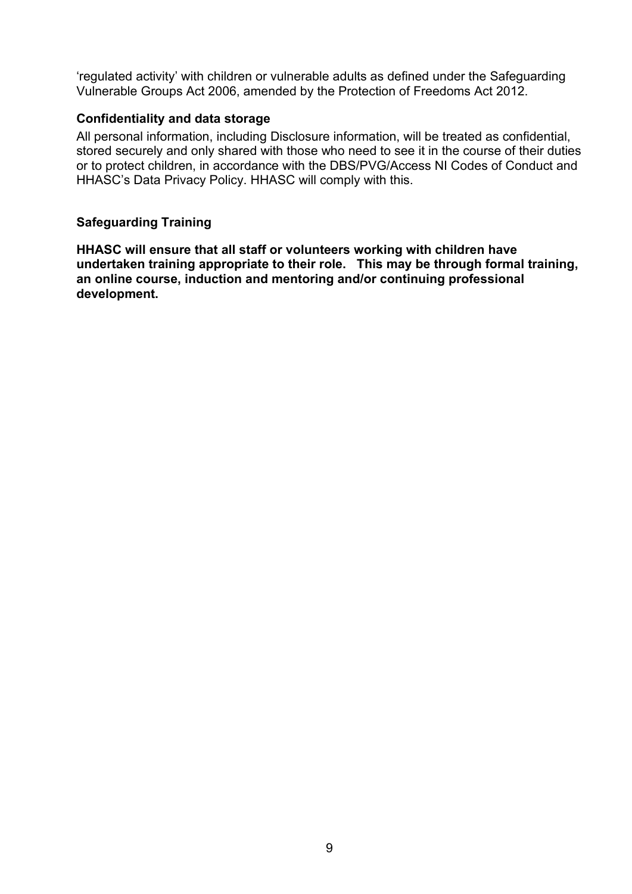'regulated activity' with children or vulnerable adults as defined under the Safeguarding Vulnerable Groups Act 2006, amended by the Protection of Freedoms Act 2012.

### Confidentiality and data storage

All personal information, including Disclosure information, will be treated as confidential, stored securely and only shared with those who need to see it in the course of their duties or to protect children, in accordance with the DBS/PVG/Access NI Codes of Conduct and HHASC's Data Privacy Policy. HHASC will comply with this.

### Safeguarding Training

**HHASC will ensure that all staff or volunteers working with children have undertaken training appropriate to their role. This may be through formal training, an online course, induction and mentoring and/or continuing professional development.**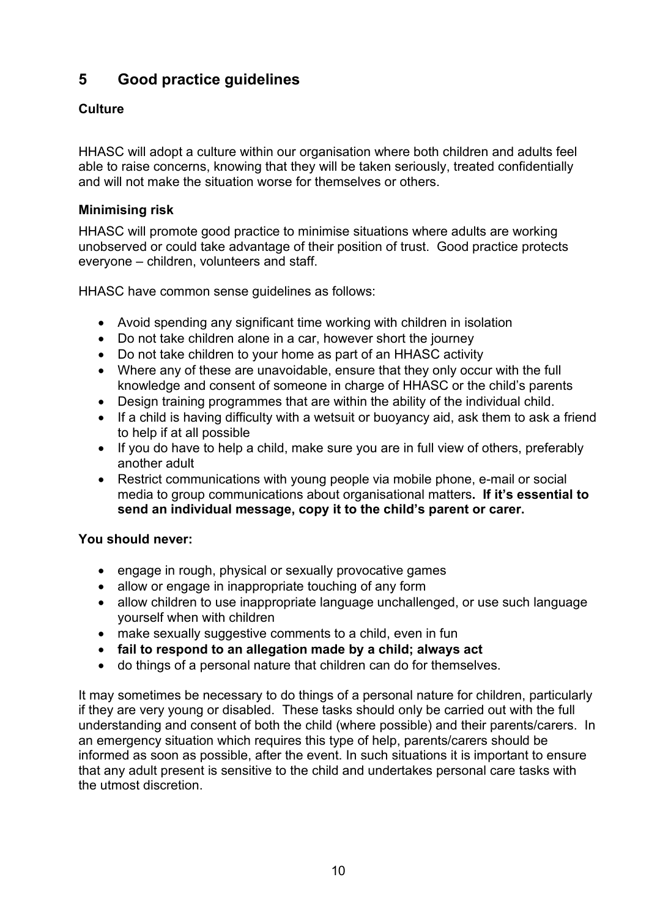## 5 Good practice guidelines

### Culture

HHASC will adopt a culture within our organisation where both children and adults feel able to raise concerns, knowing that they will be taken seriously, treated confidentially and will not make the situation worse for themselves or others.

### Minimising risk

HHASC will promote good practice to minimise situations where adults are working unobserved or could take advantage of their position of trust. Good practice protects everyone – children, volunteers and staff.

HHASC have common sense guidelines as follows:

- Avoid spending any significant time working with children in isolation
- Do not take children alone in a car, however short the journey
- Do not take children to your home as part of an HHASC activity
- Where any of these are unavoidable, ensure that they only occur with the full knowledge and consent of someone in charge of HHASC or the child's parents
- Design training programmes that are within the ability of the individual child.
- If a child is having difficulty with a wetsuit or buoyancy aid, ask them to ask a friend to help if at all possible
- If you do have to help a child, make sure you are in full view of others, preferably another adult
- Restrict communications with young people via mobile phone, e-mail or social media to group communications about organisational matters**. If it's essential to send an individual message, copy it to the child's parent or carer.**

**You should never:**

- engage in rough, physical or sexually provocative games
- allow or engage in inappropriate touching of any form
- allow children to use inappropriate language unchallenged, or use such language yourself when with children
- make sexually suggestive comments to a child, even in fun
- **fail to respond to an allegation made by a child; always act**
- do things of a personal nature that children can do for themselves.

It may sometimes be necessary to do things of a personal nature for children, particularly if they are very young or disabled. These tasks should only be carried out with the full understanding and consent of both the child (where possible) and their parents/carers. In an emergency situation which requires this type of help, parents/carers should be informed as soon as possible, after the event. In such situations it is important to ensure that any adult present is sensitive to the child and undertakes personal care tasks with the utmost discretion.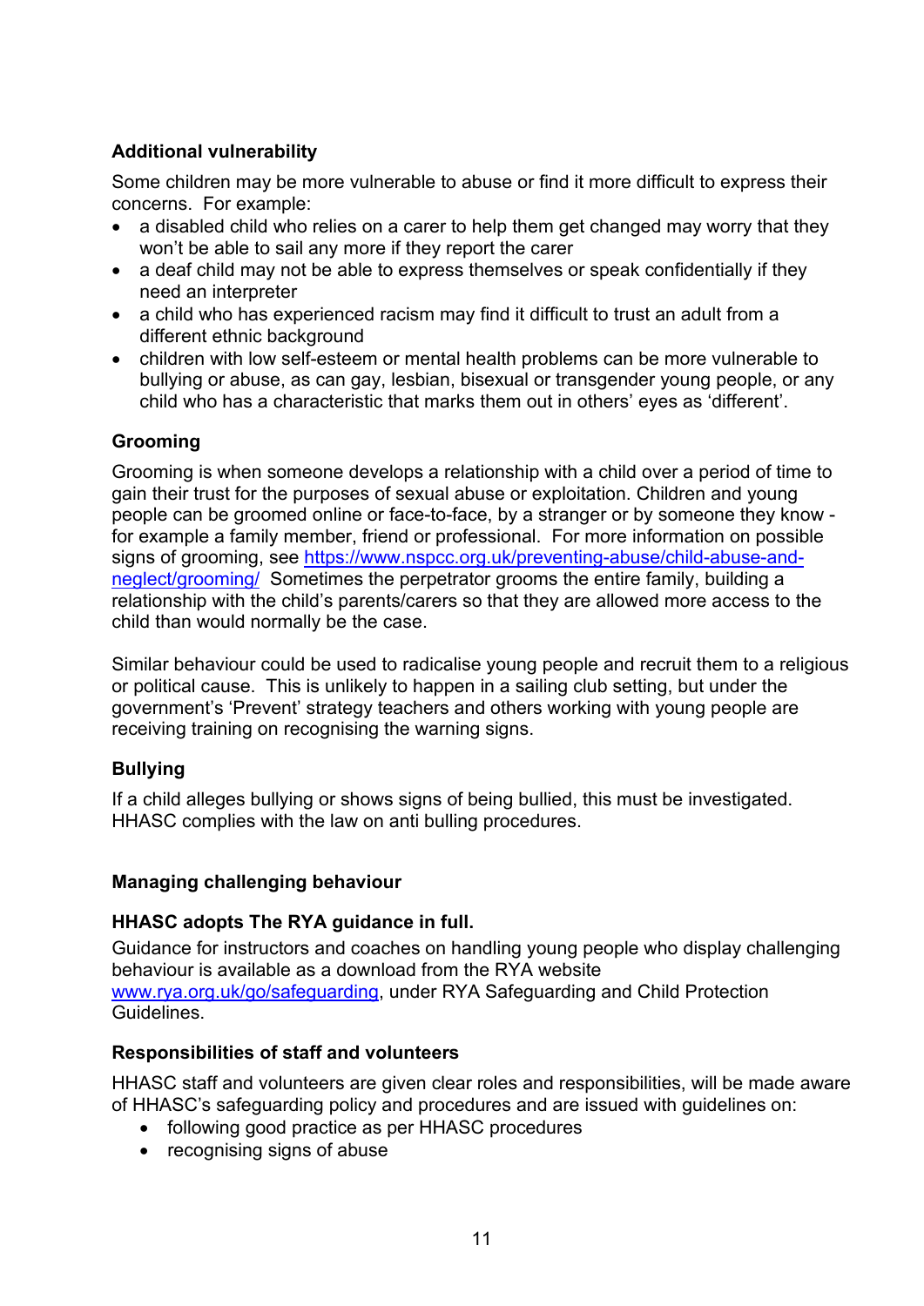### Additional vulnerability

Some children may be more vulnerable to abuse or find it more difficult to express their concerns. For example:

- a disabled child who relies on a carer to help them get changed may worry that they won't be able to sail any more if they report the carer
- a deaf child may not be able to express themselves or speak confidentially if they need an interpreter
- a child who has experienced racism may find it difficult to trust an adult from a different ethnic background
- children with low self-esteem or mental health problems can be more vulnerable to bullying or abuse, as can gay, lesbian, bisexual or transgender young people, or any child who has a characteristic that marks them out in others' eyes as 'different'.

### Grooming

Grooming is when someone develops a relationship with a child over a period of time to gain their trust for the purposes of sexual abuse or exploitation. Children and young people can be groomed online or face-to-face, by a stranger or by someone they know - for example a family member, friend or professional. For more information on possible signs of grooming, see https://www.nspcc.org.uk/preventing-abuse/child-abuse-and-neglect/grooming/ Sometimes the perpetrator grooms the entire family, building a relationship with the child's parents/carers so that they are allowed more access to the child than would normally be the case.

Similar behaviour could be used to radicalise young people and recruit them to a religious or political cause. This is unlikely to happen in a sailing club setting, but under the government's 'Prevent' strategy teachers and others working with young people are receiving training on recognising the warning signs.

### Bullying

If a child alleges bullying or shows signs of being bullied, this must be investigated. HHASC complies with the law on anti bulling procedures.

### Managing challenging behaviour

### HHASC adopts The RYA guidance in full.

Guidance for instructors and coaches on handling young people who display challenging behaviour is available as a download from the RYA website www.rya.org.uk/go/safeguarding, under RYA Safeguarding and Child Protection Guidelines.

### Responsibilities of staff and volunteers

HHASC staff and volunteers are given clear roles and responsibilities, will be made aware of HHASC's safeguarding policy and procedures and are issued with guidelines on:

- following good practice as per HHASC procedures
- recognising signs of abuse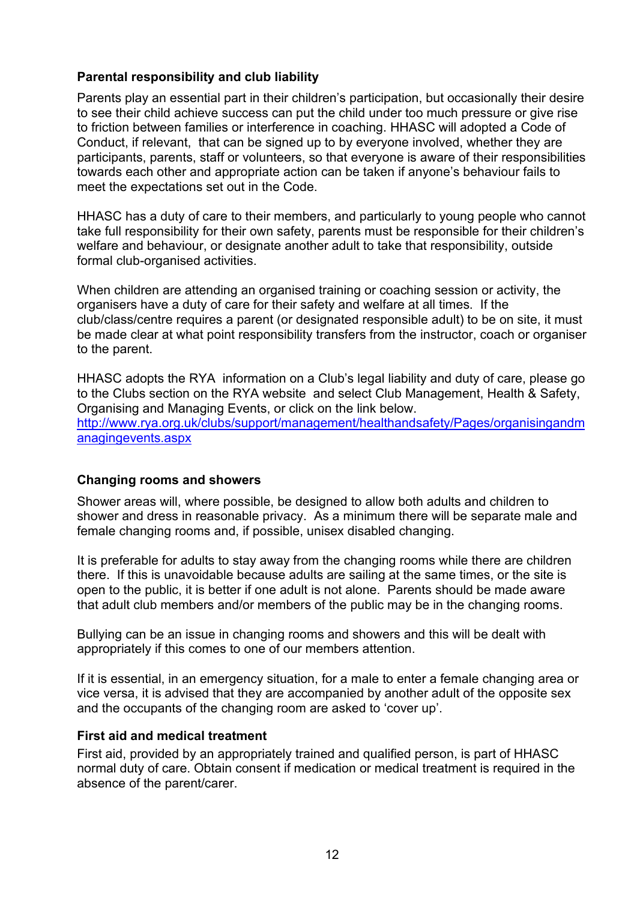**Parental responsibility and club liability**

Parents play an essential part in their children's participation, but occasionally their desire to see their child achieve success can put the child under too much pressure or give rise to friction between families or interference in coaching. HHASC will adopted a Code of Conduct, if relevant, that can be signed up to by everyone involved, whether they are participants, parents, staff or volunteers, so that everyone is aware of their responsibilities towards each other and appropriate action can be taken if anyone's behaviour fails to meet the expectations set out in the Code.

HHASC has a duty of care to their members, and particularly to young people who cannot take full responsibility for their own safety, parents must be responsible for their children's welfare and behaviour, or designate another adult to take that responsibility, outside formal club-organised activities.

When children are attending an organised training or coaching session or activity, the organisers have a duty of care for their safety and welfare at all times. If the club/class/centre requires a parent (or designated responsible adult) to be on site, it must be made clear at what point responsibility transfers from the instructor, coach or organiser to the parent.

HHASC adopts the RYA information on a Club's legal liability and duty of care, please go to the Clubs section on the RYA website and select Club Management, Health & Safety, Organising and Managing Events, or click on the link below.
[http://www.rya.org.uk/clubs/support/management/healthandsafety/Pages/organisingandmanagingevents.aspx](http://www.rya.org.uk/clubs/support/management/healthandsafety/Pages/organisingandmanagingevents.aspx)

**Changing rooms and showers**

Shower areas will, where possible, be designed to allow both adults and children to shower and dress in reasonable privacy. As a minimum there will be separate male and female changing rooms and, if possible, unisex disabled changing.

It is preferable for adults to stay away from the changing rooms while there are children there. If this is unavoidable because adults are sailing at the same times, or the site is open to the public, it is better if one adult is not alone. Parents should be made aware that adult club members and/or members of the public may be in the changing rooms.

Bullying can be an issue in changing rooms and showers and this will be dealt with appropriately if this comes to one of our members attention.

If it is essential, in an emergency situation, for a male to enter a female changing area or vice versa, it is advised that they are accompanied by another adult of the opposite sex and the occupants of the changing room are asked to 'cover up'.

**First aid and medical treatment**

First aid, provided by an appropriately trained and qualified person, is part of HHASC normal duty of care. Obtain consent if medication or medical treatment is required in the absence of the parent/carer.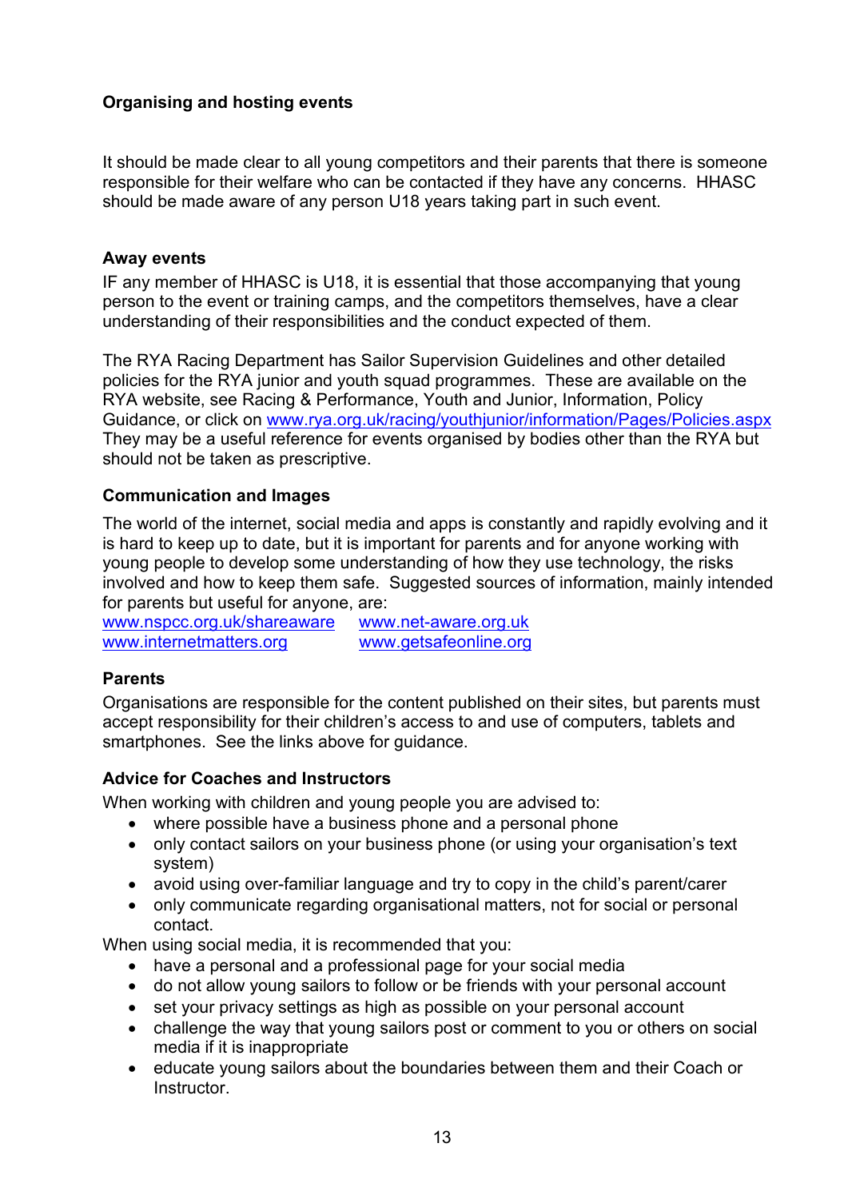**Organising and hosting events**

It should be made clear to all young competitors and their parents that there is someone responsible for their welfare who can be contacted if they have any concerns. HHASC should be made aware of any person U18 years taking part in such event.

**Away events**

IF any member of HHASC is U18, it is essential that those accompanying that young person to the event or training camps, and the competitors themselves, have a clear understanding of their responsibilities and the conduct expected of them.

The RYA Racing Department has Sailor Supervision Guidelines and other detailed policies for the RYA junior and youth squad programmes. These are available on the RYA website, see Racing & Performance, Youth and Junior, Information, Policy Guidance, or click on [www.rya.org.uk/racing/youthjunior/information/Pages/Policies.aspx](http://www.rya.org.uk/racing/youthjunior/information/Pages/Policies.aspx) They may be a useful reference for events organised by bodies other than the RYA but should not be taken as prescriptive.

**Communication and Images**

The world of the internet, social media and apps is constantly and rapidly evolving and it is hard to keep up to date, but it is important for parents and for anyone working with young people to develop some understanding of how they use technology, the risks involved and how to keep them safe. Suggested sources of information, mainly intended for parents but useful for anyone, are:

[www.nspcc.org.uk/shareaware](http://www.nspcc.org.uk/shareaware) [www.net-aware.org.uk](http://www.net-aware.org.uk)
[www.internetmatters.org](http://www.internetmatters.org) [www.getsafeonline.org](http://www.getsafeonline.org)

**Parents**

Organisations are responsible for the content published on their sites, but parents must accept responsibility for their children's access to and use of computers, tablets and smartphones. See the links above for guidance.

**Advice for Coaches and Instructors**

When working with children and young people you are advised to:

- where possible have a business phone and a personal phone
- only contact sailors on your business phone (or using your organisation's text system)
- avoid using over-familiar language and try to copy in the child's parent/carer
- only communicate regarding organisational matters, not for social or personal contact.

When using social media, it is recommended that you:

- have a personal and a professional page for your social media
- do not allow young sailors to follow or be friends with your personal account
- set your privacy settings as high as possible on your personal account
- challenge the way that young sailors post or comment to you or others on social media if it is inappropriate
- educate young sailors about the boundaries between them and their Coach or Instructor.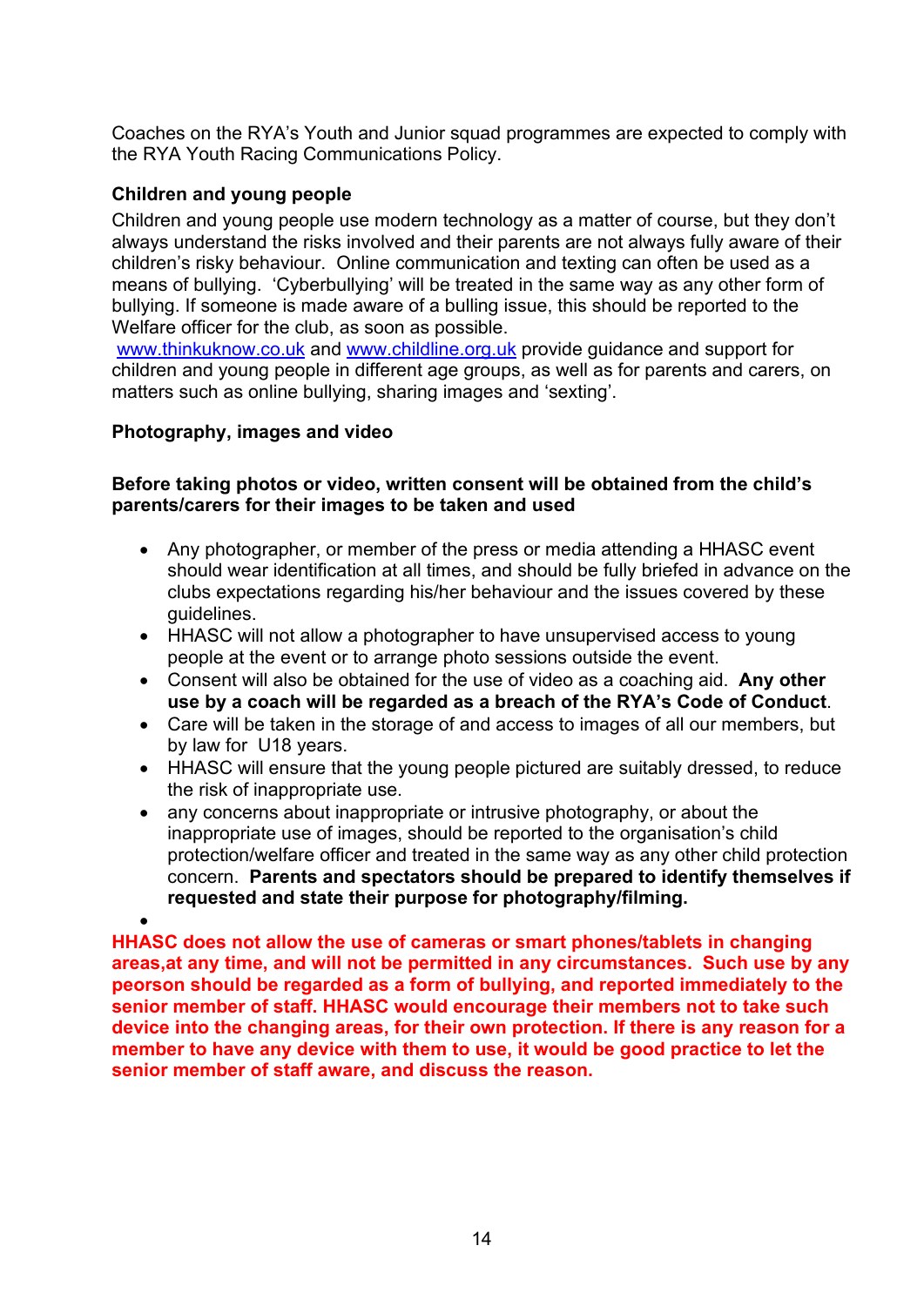Coaches on the RYA's Youth and Junior squad programmes are expected to comply with the RYA Youth Racing Communications Policy.

**Children and young people**

Children and young people use modern technology as a matter of course, but they don't always understand the risks involved and their parents are not always fully aware of their children's risky behaviour. Online communication and texting can often be used as a means of bullying. 'Cyberbullying' will be treated in the same way as any other form of bullying. If someone is made aware of a bulling issue, this should be reported to the Welfare officer for the club, as soon as possible.

[www.thinkuknow.co.uk](http://www.thinkuknow.co.uk) and [www.childline.org.uk](http://www.childline.org.uk) provide guidance and support for children and young people in different age groups, as well as for parents and carers, on matters such as online bullying, sharing images and 'sexting'.

**Photography, images and video**

**Before taking photos or video, written consent will be obtained from the child's parents/carers for their images to be taken and used**

- Any photographer, or member of the press or media attending a HHASC event should wear identification at all times, and should be fully briefed in advance on the clubs expectations regarding his/her behaviour and the issues covered by these guidelines.
- HHASC will not allow a photographer to have unsupervised access to young people at the event or to arrange photo sessions outside the event.
- Consent will also be obtained for the use of video as a coaching aid. **Any other use by a coach will be regarded as a breach of the RYA's Code of Conduct**.
- Care will be taken in the storage of and access to images of all our members, but by law for U18 years.
- HHASC will ensure that the young people pictured are suitably dressed, to reduce the risk of inappropriate use.
- any concerns about inappropriate or intrusive photography, or about the inappropriate use of images, should be reported to the organisation's child protection/welfare officer and treated in the same way as any other child protection concern. **Parents and spectators should be prepared to identify themselves if requested and state their purpose for photography/filming.**
-

**HHASC does not allow the use of cameras or smart phones/tablets in changing areas,at any time, and will not be permitted in any circumstances. Such use by any peorson should be regarded as a form of bullying, and reported immediately to the senior member of staff. HHASC would encourage their members not to take such device into the changing areas, for their own protection. If there is any reason for a member to have any device with them to use, it would be good practice to let the senior member of staff aware, and discuss the reason.**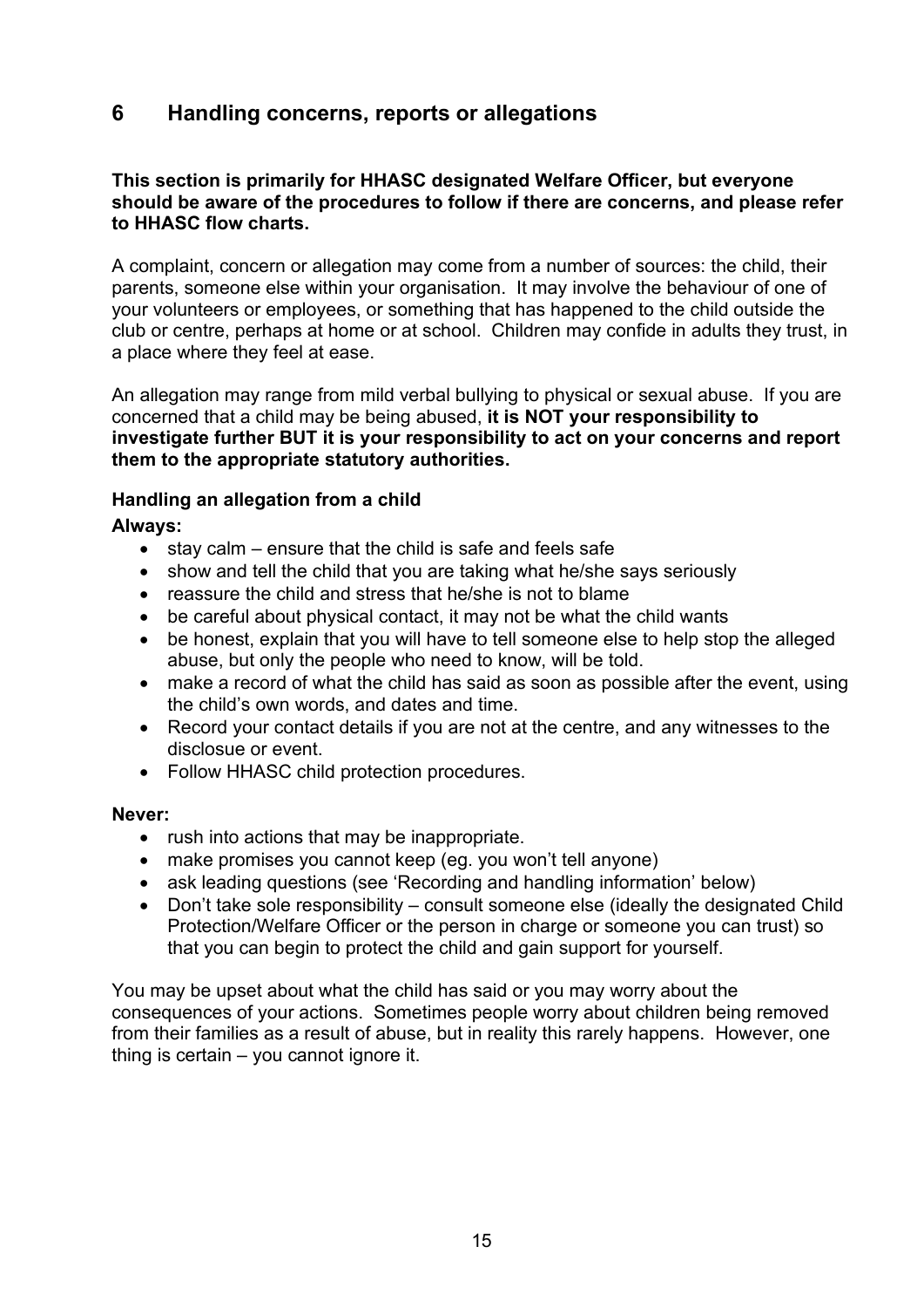## 6 Handling concerns, reports or allegations

**This section is primarily for HHASC designated Welfare Officer, but everyone should be aware of the procedures to follow if there are concerns, and please refer to HHASC flow charts.**

A complaint, concern or allegation may come from a number of sources: the child, their parents, someone else within your organisation. It may involve the behaviour of one of your volunteers or employees, or something that has happened to the child outside the club or centre, perhaps at home or at school. Children may confide in adults they trust, in a place where they feel at ease.

An allegation may range from mild verbal bullying to physical or sexual abuse. If you are concerned that a child may be being abused, **it is NOT your responsibility to investigate further BUT it is your responsibility to act on your concerns and report them to the appropriate statutory authorities.**

### Handling an allegation from a child

**Always:**

- stay calm – ensure that the child is safe and feels safe
- show and tell the child that you are taking what he/she says seriously
- reassure the child and stress that he/she is not to blame
- be careful about physical contact, it may not be what the child wants
- be honest, explain that you will have to tell someone else to help stop the alleged abuse, but only the people who need to know, will be told.
- make a record of what the child has said as soon as possible after the event, using the child's own words, and dates and time.
- Record your contact details if you are not at the centre, and any witnesses to the disclosue or event.
- Follow HHASC child protection procedures.

**Never:**

- rush into actions that may be inappropriate.
- make promises you cannot keep (eg. you won't tell anyone)
- ask leading questions (see 'Recording and handling information' below)
- Don't take sole responsibility – consult someone else (ideally the designated Child Protection/Welfare Officer or the person in charge or someone you can trust) so that you can begin to protect the child and gain support for yourself.

You may be upset about what the child has said or you may worry about the consequences of your actions. Sometimes people worry about children being removed from their families as a result of abuse, but in reality this rarely happens. However, one thing is certain – you cannot ignore it.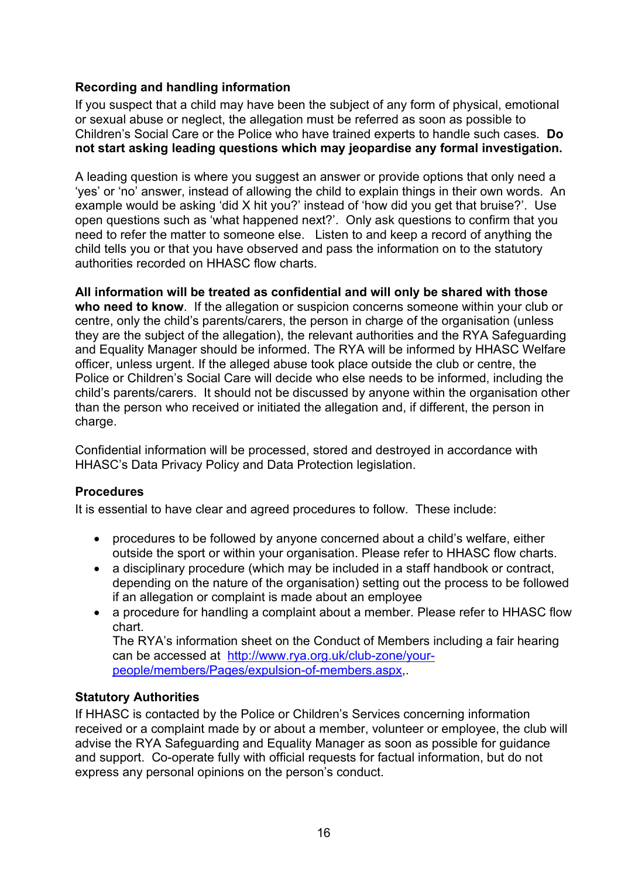### Recording and handling information

If you suspect that a child may have been the subject of any form of physical, emotional or sexual abuse or neglect, the allegation must be referred as soon as possible to Children's Social Care or the Police who have trained experts to handle such cases. **Do not start asking leading questions which may jeopardise any formal investigation.**

A leading question is where you suggest an answer or provide options that only need a 'yes' or 'no' answer, instead of allowing the child to explain things in their own words. An example would be asking 'did X hit you?' instead of 'how did you get that bruise?'. Use open questions such as 'what happened next?'. Only ask questions to confirm that you need to refer the matter to someone else. Listen to and keep a record of anything the child tells you or that you have observed and pass the information on to the statutory authorities recorded on HHASC flow charts.

**All information will be treated as confidential and will only be shared with those who need to know**. If the allegation or suspicion concerns someone within your club or centre, only the child's parents/carers, the person in charge of the organisation (unless they are the subject of the allegation), the relevant authorities and the RYA Safeguarding and Equality Manager should be informed. The RYA will be informed by HHASC Welfare officer, unless urgent. If the alleged abuse took place outside the club or centre, the Police or Children's Social Care will decide who else needs to be informed, including the child's parents/carers. It should not be discussed by anyone within the organisation other than the person who received or initiated the allegation and, if different, the person in charge.

Confidential information will be processed, stored and destroyed in accordance with HHASC's Data Privacy Policy and Data Protection legislation.

### Procedures

It is essential to have clear and agreed procedures to follow. These include:

- procedures to be followed by anyone concerned about a child's welfare, either outside the sport or within your organisation. Please refer to HHASC flow charts.
- a disciplinary procedure (which may be included in a staff handbook or contract, depending on the nature of the organisation) setting out the process to be followed if an allegation or complaint is made about an employee
- a procedure for handling a complaint about a member. Please refer to HHASC flow chart.
  The RYA's information sheet on the Conduct of Members including a fair hearing can be accessed at [http://www.rya.org.uk/club-zone/your-people/members/Pages/expulsion-of-members.aspx](http://www.rya.org.uk/club-zone/your-people/members/Pages/expulsion-of-members.aspx),.

### Statutory Authorities

If HHASC is contacted by the Police or Children's Services concerning information received or a complaint made by or about a member, volunteer or employee, the club will advise the RYA Safeguarding and Equality Manager as soon as possible for guidance and support. Co-operate fully with official requests for factual information, but do not express any personal opinions on the person's conduct.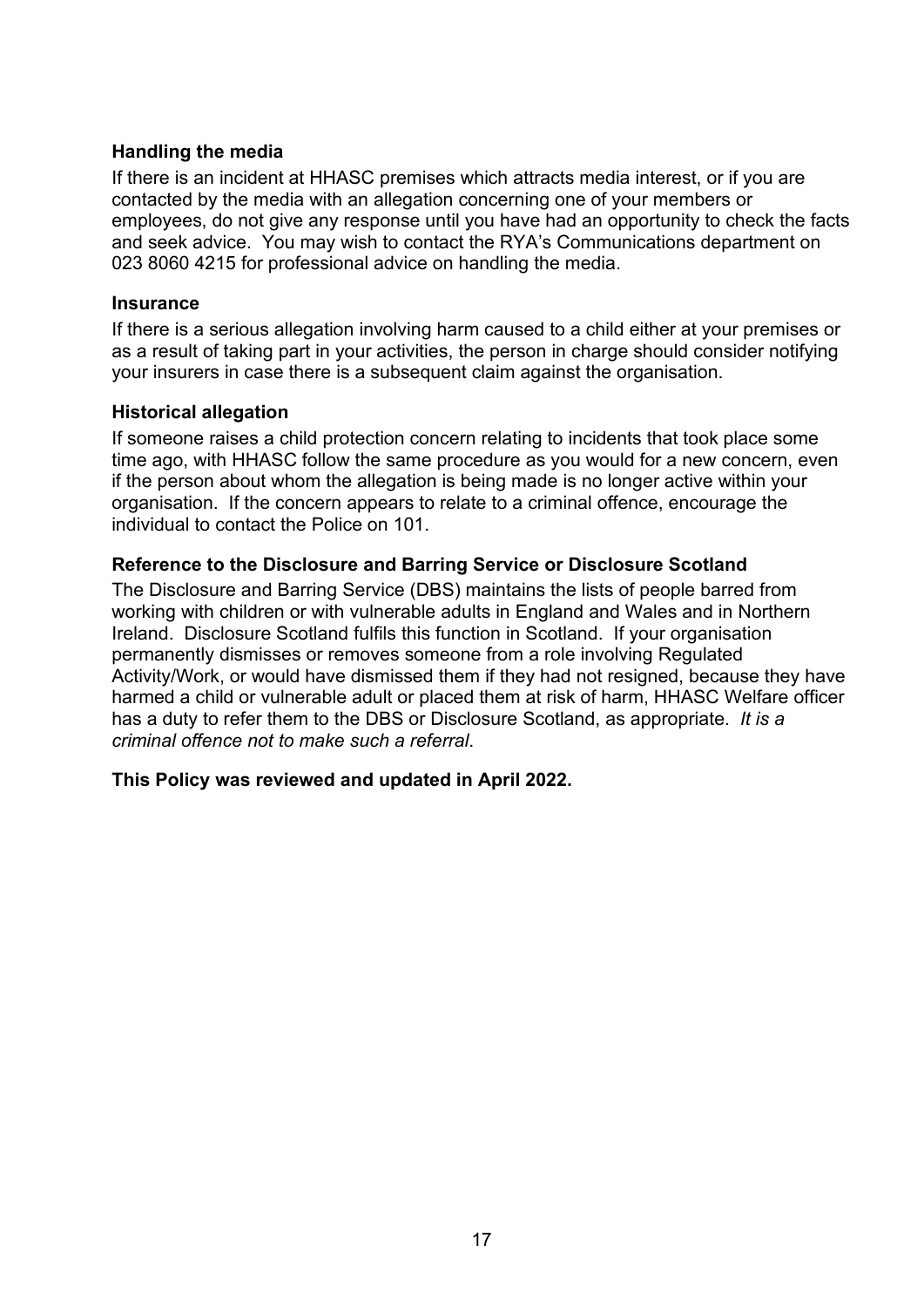**Handling the media**

If there is an incident at HHASC premises which attracts media interest, or if you are contacted by the media with an allegation concerning one of your members or employees, do not give any response until you have had an opportunity to check the facts and seek advice. You may wish to contact the RYA's Communications department on 023 8060 4215 for professional advice on handling the media.

**Insurance**

If there is a serious allegation involving harm caused to a child either at your premises or as a result of taking part in your activities, the person in charge should consider notifying your insurers in case there is a subsequent claim against the organisation.

**Historical allegation**

If someone raises a child protection concern relating to incidents that took place some time ago, with HHASC follow the same procedure as you would for a new concern, even if the person about whom the allegation is being made is no longer active within your organisation. If the concern appears to relate to a criminal offence, encourage the individual to contact the Police on 101.

**Reference to the Disclosure and Barring Service or Disclosure Scotland**

The Disclosure and Barring Service (DBS) maintains the lists of people barred from working with children or with vulnerable adults in England and Wales and in Northern Ireland. Disclosure Scotland fulfils this function in Scotland. If your organisation permanently dismisses or removes someone from a role involving Regulated Activity/Work, or would have dismissed them if they had not resigned, because they have harmed a child or vulnerable adult or placed them at risk of harm, HHASC Welfare officer has a duty to refer them to the DBS or Disclosure Scotland, as appropriate. *It is a criminal offence not to make such a referral*.

**This Policy was reviewed and updated in April 2022.**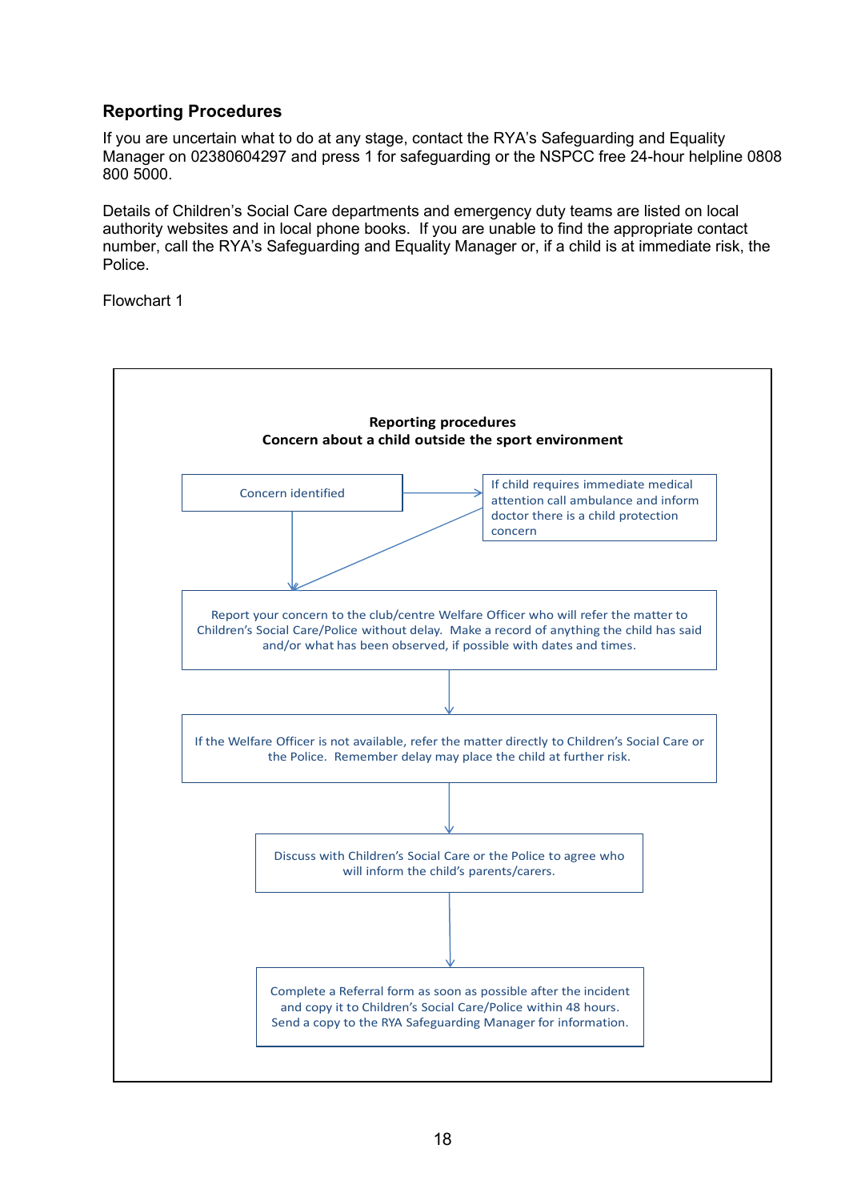## Reporting Procedures

If you are uncertain what to do at any stage, contact the RYA's Safeguarding and Equality Manager on 02380604297 and press 1 for safeguarding or the NSPCC free 24-hour helpline 0808 800 5000.

Details of Children's Social Care departments and emergency duty teams are listed on local authority websites and in local phone books. If you are unable to find the appropriate contact number, call the RYA's Safeguarding and Equality Manager or, if a child is at immediate risk, the Police.

Flowchart 1

**Reporting procedures**
**Concern about a child outside the sport environment**

Concern identified

If child requires immediate medical attention call ambulance and inform doctor there is a child protection concern

Report your concern to the club/centre Welfare Officer who will refer the matter to Children's Social Care/Police without delay. Make a record of anything the child has said and/or what has been observed, if possible with dates and times.

If the Welfare Officer is not available, refer the matter directly to Children's Social Care or the Police. Remember delay may place the child at further risk.

Discuss with Children's Social Care or the Police to agree who will inform the child's parents/carers.

Complete a Referral form as soon as possible after the incident and copy it to Children's Social Care/Police within 48 hours. Send a copy to the RYA Safeguarding Manager for information.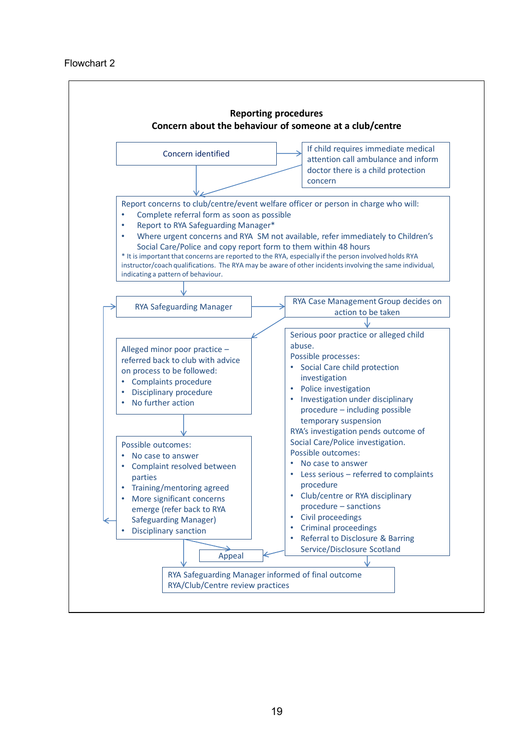Flowchart 2

## Reporting procedures

## Concern about the behaviour of someone at a club/centre

Concern identified

If child requires immediate medical attention call ambulance and inform doctor there is a child protection concern

Report concerns to club/centre/event welfare officer or person in charge who will:

- Complete referral form as soon as possible
- Report to RYA Safeguarding Manager*
- Where urgent concerns and RYA SM not available, refer immediately to Children's Social Care/Police and copy report form to them within 48 hours

\* It is important that concerns are reported to the RYA, especially if the person involved holds RYA instructor/coach qualifications. The RYA may be aware of other incidents involving the same individual, indicating a pattern of behaviour.

RYA Safeguarding Manager

RYA Case Management Group decides on action to be taken

Alleged minor poor practice – referred back to club with advice on process to be followed:

- Complaints procedure
- Disciplinary procedure
- No further action

Possible outcomes:

- No case to answer
- Complaint resolved between parties
- Training/mentoring agreed
- More significant concerns emerge (refer back to RYA Safeguarding Manager)
- Disciplinary sanction

Serious poor practice or alleged child abuse.

Possible processes:

- Social Care child protection investigation
- Police investigation
- Investigation under disciplinary procedure – including possible temporary suspension

RYA's investigation pends outcome of Social Care/Police investigation.

Possible outcomes:

- No case to answer
- Less serious – referred to complaints procedure
- Club/centre or RYA disciplinary procedure – sanctions
- Civil proceedings
- Criminal proceedings
- Referral to Disclosure & Barring Service/Disclosure Scotland

Appeal

RYA Safeguarding Manager informed of final outcome
RYA/Club/Centre review practices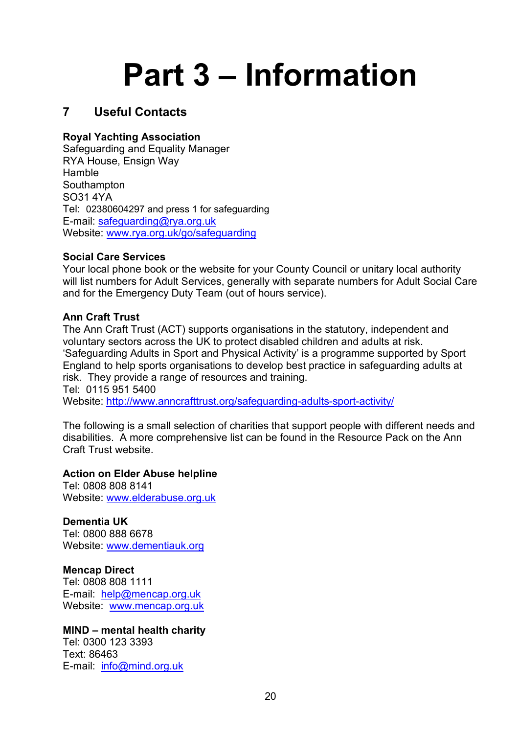# Part 3 – Information

## 7 Useful Contacts

**Royal Yachting Association**
Safeguarding and Equality Manager
RYA House, Ensign Way
Hamble
Southampton
SO31 4YA
Tel: 02380604297 and press 1 for safeguarding
E-mail: safeguarding@rya.org.uk
Website: www.rya.org.uk/go/safeguarding

**Social Care Services**
Your local phone book or the website for your County Council or unitary local authority will list numbers for Adult Services, generally with separate numbers for Adult Social Care and for the Emergency Duty Team (out of hours service).

**Ann Craft Trust**
The Ann Craft Trust (ACT) supports organisations in the statutory, independent and voluntary sectors across the UK to protect disabled children and adults at risk. 'Safeguarding Adults in Sport and Physical Activity' is a programme supported by Sport England to help sports organisations to develop best practice in safeguarding adults at risk. They provide a range of resources and training.
Tel: 0115 951 5400
Website: http://www.anncrafttrust.org/safeguarding-adults-sport-activity/

The following is a small selection of charities that support people with different needs and disabilities. A more comprehensive list can be found in the Resource Pack on the Ann Craft Trust website.

**Action on Elder Abuse helpline**
Tel: 0808 808 8141
Website: www.elderabuse.org.uk

**Dementia UK**
Tel: 0800 888 6678
Website: www.dementiauk.org

**Mencap Direct**
Tel: 0808 808 1111
E-mail: help@mencap.org.uk
Website: www.mencap.org.uk

**MIND – mental health charity**
Tel: 0300 123 3393
Text: 86463
E-mail: info@mind.org.uk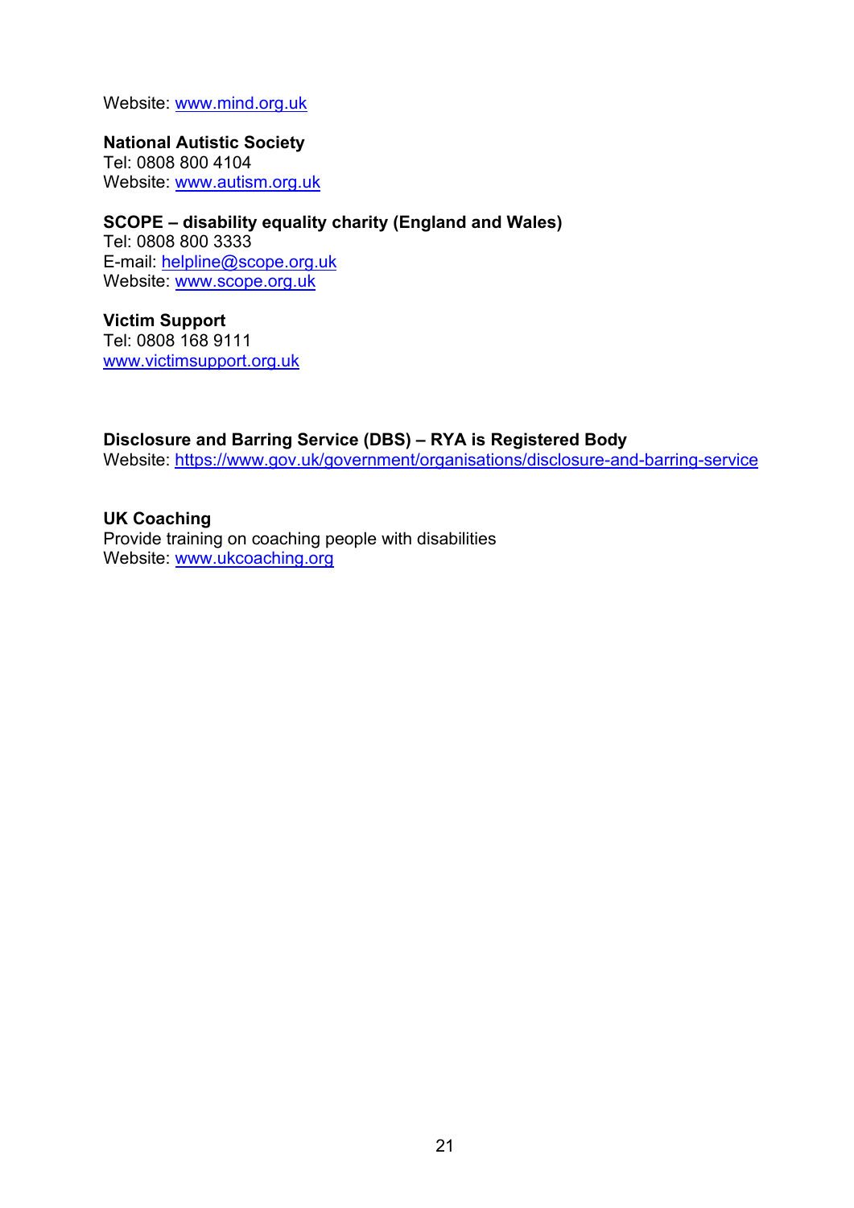Website: www.mind.org.uk

**National Autistic Society**
Tel: 0808 800 4104
Website: www.autism.org.uk

**SCOPE – disability equality charity (England and Wales)**
Tel: 0808 800 3333
E-mail: helpline@scope.org.uk
Website: www.scope.org.uk

**Victim Support**
Tel: 0808 168 9111
www.victimsupport.org.uk

**Disclosure and Barring Service (DBS) – RYA is Registered Body**
Website: https://www.gov.uk/government/organisations/disclosure-and-barring-service

**UK Coaching**
Provide training on coaching people with disabilities
Website: www.ukcoaching.org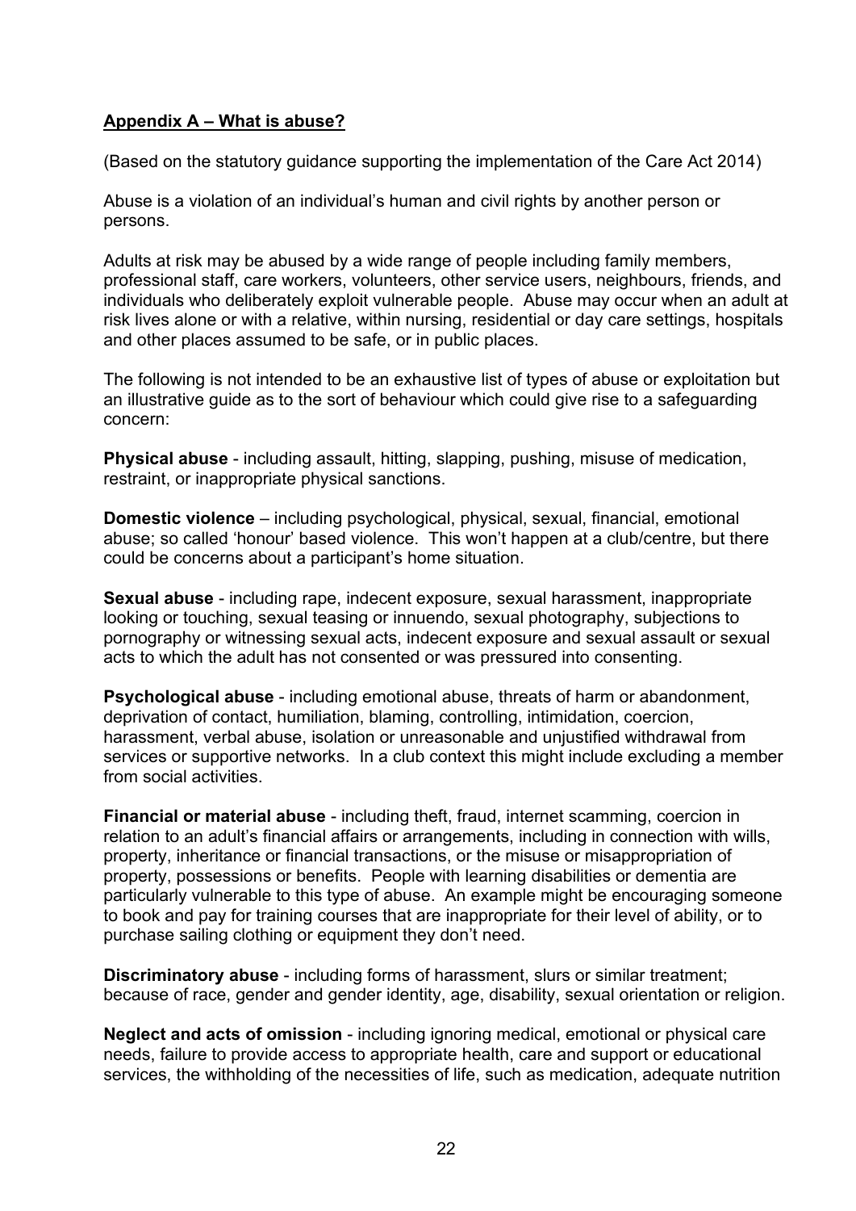## Appendix A – What is abuse?

(Based on the statutory guidance supporting the implementation of the Care Act 2014)

Abuse is a violation of an individual's human and civil rights by another person or persons.

Adults at risk may be abused by a wide range of people including family members, professional staff, care workers, volunteers, other service users, neighbours, friends, and individuals who deliberately exploit vulnerable people. Abuse may occur when an adult at risk lives alone or with a relative, within nursing, residential or day care settings, hospitals and other places assumed to be safe, or in public places.

The following is not intended to be an exhaustive list of types of abuse or exploitation but an illustrative guide as to the sort of behaviour which could give rise to a safeguarding concern:

**Physical abuse** - including assault, hitting, slapping, pushing, misuse of medication, restraint, or inappropriate physical sanctions.

**Domestic violence** – including psychological, physical, sexual, financial, emotional abuse; so called 'honour' based violence. This won't happen at a club/centre, but there could be concerns about a participant's home situation.

**Sexual abuse** - including rape, indecent exposure, sexual harassment, inappropriate looking or touching, sexual teasing or innuendo, sexual photography, subjections to pornography or witnessing sexual acts, indecent exposure and sexual assault or sexual acts to which the adult has not consented or was pressured into consenting.

**Psychological abuse** - including emotional abuse, threats of harm or abandonment, deprivation of contact, humiliation, blaming, controlling, intimidation, coercion, harassment, verbal abuse, isolation or unreasonable and unjustified withdrawal from services or supportive networks. In a club context this might include excluding a member from social activities.

**Financial or material abuse** - including theft, fraud, internet scamming, coercion in relation to an adult's financial affairs or arrangements, including in connection with wills, property, inheritance or financial transactions, or the misuse or misappropriation of property, possessions or benefits. People with learning disabilities or dementia are particularly vulnerable to this type of abuse. An example might be encouraging someone to book and pay for training courses that are inappropriate for their level of ability, or to purchase sailing clothing or equipment they don't need.

**Discriminatory abuse** - including forms of harassment, slurs or similar treatment; because of race, gender and gender identity, age, disability, sexual orientation or religion.

**Neglect and acts of omission** - including ignoring medical, emotional or physical care needs, failure to provide access to appropriate health, care and support or educational services, the withholding of the necessities of life, such as medication, adequate nutrition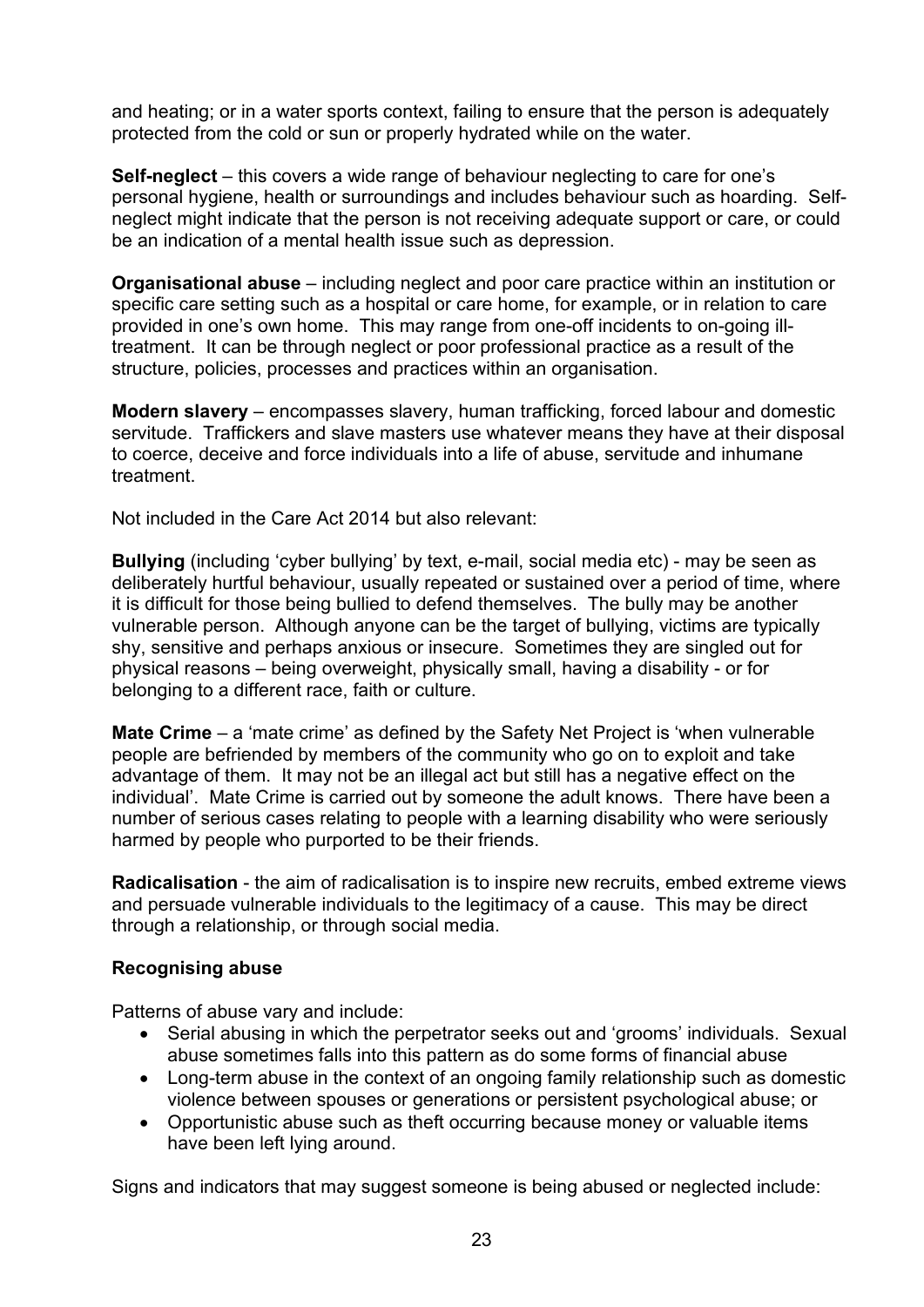and heating; or in a water sports context, failing to ensure that the person is adequately protected from the cold or sun or properly hydrated while on the water.

**Self-neglect** – this covers a wide range of behaviour neglecting to care for one's personal hygiene, health or surroundings and includes behaviour such as hoarding. Self-neglect might indicate that the person is not receiving adequate support or care, or could be an indication of a mental health issue such as depression.

**Organisational abuse** – including neglect and poor care practice within an institution or specific care setting such as a hospital or care home, for example, or in relation to care provided in one's own home. This may range from one-off incidents to on-going ill-treatment. It can be through neglect or poor professional practice as a result of the structure, policies, processes and practices within an organisation.

**Modern slavery** – encompasses slavery, human trafficking, forced labour and domestic servitude. Traffickers and slave masters use whatever means they have at their disposal to coerce, deceive and force individuals into a life of abuse, servitude and inhumane treatment.

Not included in the Care Act 2014 but also relevant:

**Bullying** (including 'cyber bullying' by text, e-mail, social media etc) - may be seen as deliberately hurtful behaviour, usually repeated or sustained over a period of time, where it is difficult for those being bullied to defend themselves. The bully may be another vulnerable person. Although anyone can be the target of bullying, victims are typically shy, sensitive and perhaps anxious or insecure. Sometimes they are singled out for physical reasons – being overweight, physically small, having a disability - or for belonging to a different race, faith or culture.

**Mate Crime** – a 'mate crime' as defined by the Safety Net Project is 'when vulnerable people are befriended by members of the community who go on to exploit and take advantage of them. It may not be an illegal act but still has a negative effect on the individual'. Mate Crime is carried out by someone the adult knows. There have been a number of serious cases relating to people with a learning disability who were seriously harmed by people who purported to be their friends.

**Radicalisation** - the aim of radicalisation is to inspire new recruits, embed extreme views and persuade vulnerable individuals to the legitimacy of a cause. This may be direct through a relationship, or through social media.

**Recognising abuse**

Patterns of abuse vary and include:

- Serial abusing in which the perpetrator seeks out and 'grooms' individuals. Sexual abuse sometimes falls into this pattern as do some forms of financial abuse
- Long-term abuse in the context of an ongoing family relationship such as domestic violence between spouses or generations or persistent psychological abuse; or
- Opportunistic abuse such as theft occurring because money or valuable items have been left lying around.

Signs and indicators that may suggest someone is being abused or neglected include: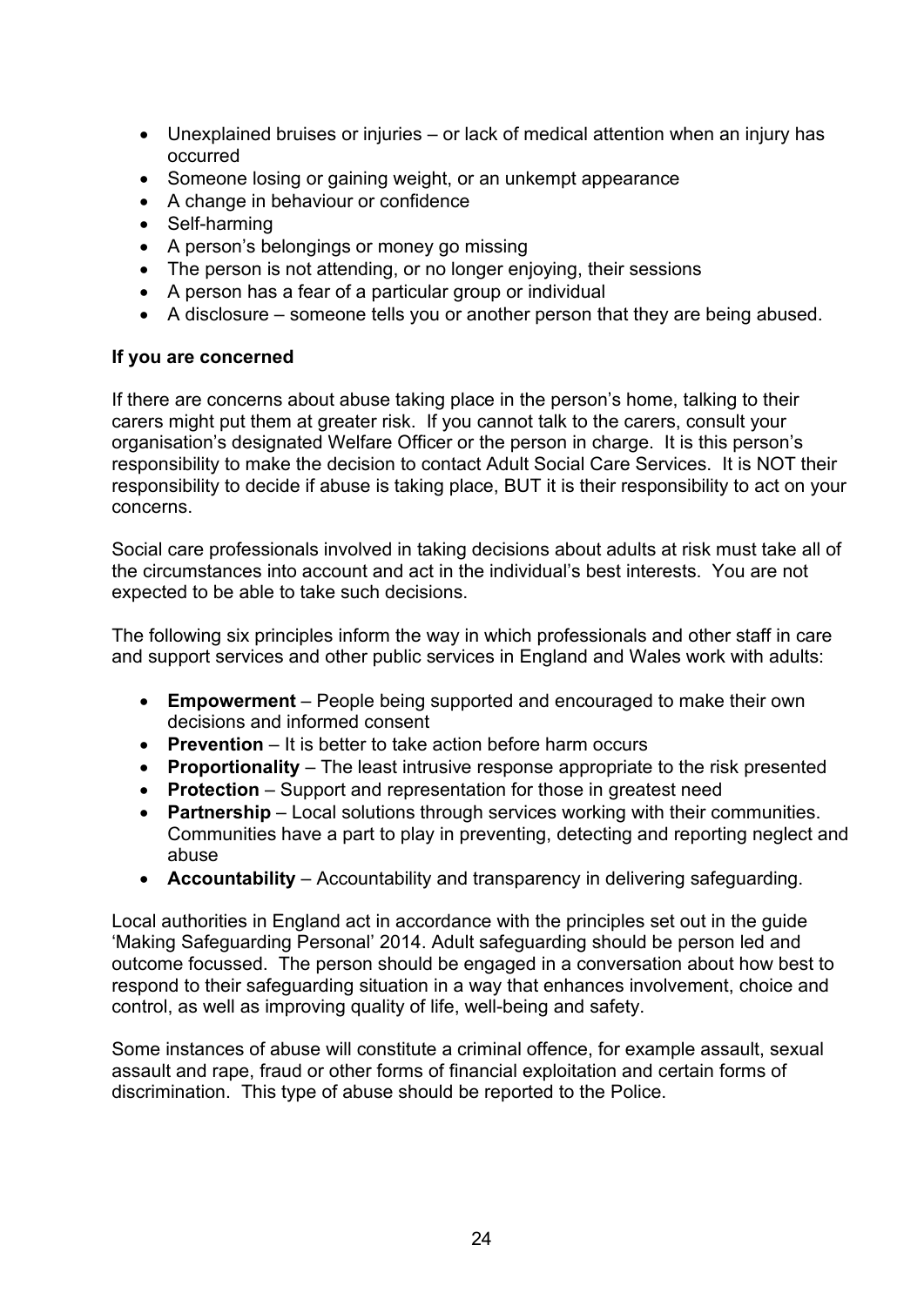- Unexplained bruises or injuries – or lack of medical attention when an injury has occurred
- Someone losing or gaining weight, or an unkempt appearance
- A change in behaviour or confidence
- Self-harming
- A person's belongings or money go missing
- The person is not attending, or no longer enjoying, their sessions
- A person has a fear of a particular group or individual
- A disclosure – someone tells you or another person that they are being abused.

**If you are concerned**

If there are concerns about abuse taking place in the person's home, talking to their carers might put them at greater risk. If you cannot talk to the carers, consult your organisation's designated Welfare Officer or the person in charge. It is this person's responsibility to make the decision to contact Adult Social Care Services. It is NOT their responsibility to decide if abuse is taking place, BUT it is their responsibility to act on your concerns.

Social care professionals involved in taking decisions about adults at risk must take all of the circumstances into account and act in the individual's best interests. You are not expected to be able to take such decisions.

The following six principles inform the way in which professionals and other staff in care and support services and other public services in England and Wales work with adults:

- **Empowerment** – People being supported and encouraged to make their own decisions and informed consent
- **Prevention** – It is better to take action before harm occurs
- **Proportionality** – The least intrusive response appropriate to the risk presented
- **Protection** – Support and representation for those in greatest need
- **Partnership** – Local solutions through services working with their communities. Communities have a part to play in preventing, detecting and reporting neglect and abuse
- **Accountability** – Accountability and transparency in delivering safeguarding.

Local authorities in England act in accordance with the principles set out in the guide 'Making Safeguarding Personal' 2014. Adult safeguarding should be person led and outcome focussed. The person should be engaged in a conversation about how best to respond to their safeguarding situation in a way that enhances involvement, choice and control, as well as improving quality of life, well-being and safety.

Some instances of abuse will constitute a criminal offence, for example assault, sexual assault and rape, fraud or other forms of financial exploitation and certain forms of discrimination. This type of abuse should be reported to the Police.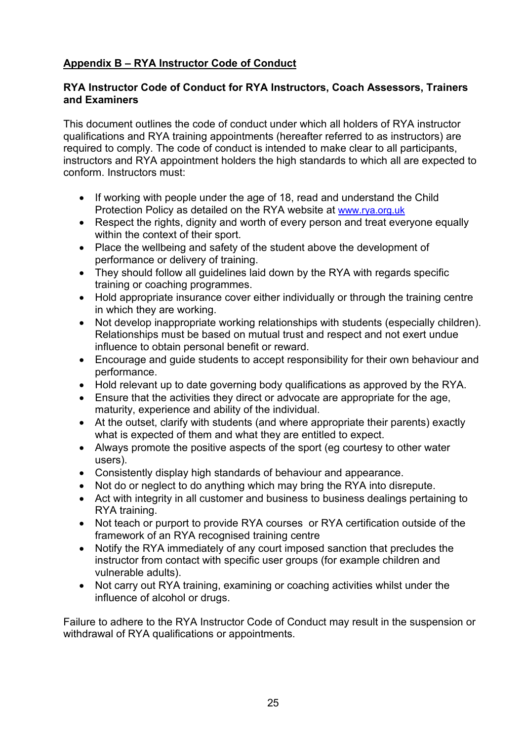## Appendix B – RYA Instructor Code of Conduct

### RYA Instructor Code of Conduct for RYA Instructors, Coach Assessors, Trainers and Examiners

This document outlines the code of conduct under which all holders of RYA instructor qualifications and RYA training appointments (hereafter referred to as instructors) are required to comply. The code of conduct is intended to make clear to all participants, instructors and RYA appointment holders the high standards to which all are expected to conform. Instructors must:

- If working with people under the age of 18, read and understand the Child Protection Policy as detailed on the RYA website at www.rya.org.uk
- Respect the rights, dignity and worth of every person and treat everyone equally within the context of their sport.
- Place the wellbeing and safety of the student above the development of performance or delivery of training.
- They should follow all guidelines laid down by the RYA with regards specific training or coaching programmes.
- Hold appropriate insurance cover either individually or through the training centre in which they are working.
- Not develop inappropriate working relationships with students (especially children). Relationships must be based on mutual trust and respect and not exert undue influence to obtain personal benefit or reward.
- Encourage and guide students to accept responsibility for their own behaviour and performance.
- Hold relevant up to date governing body qualifications as approved by the RYA.
- Ensure that the activities they direct or advocate are appropriate for the age, maturity, experience and ability of the individual.
- At the outset, clarify with students (and where appropriate their parents) exactly what is expected of them and what they are entitled to expect.
- Always promote the positive aspects of the sport (eg courtesy to other water users).
- Consistently display high standards of behaviour and appearance.
- Not do or neglect to do anything which may bring the RYA into disrepute.
- Act with integrity in all customer and business to business dealings pertaining to RYA training.
- Not teach or purport to provide RYA courses or RYA certification outside of the framework of an RYA recognised training centre
- Notify the RYA immediately of any court imposed sanction that precludes the instructor from contact with specific user groups (for example children and vulnerable adults).
- Not carry out RYA training, examining or coaching activities whilst under the influence of alcohol or drugs.

Failure to adhere to the RYA Instructor Code of Conduct may result in the suspension or withdrawal of RYA qualifications or appointments.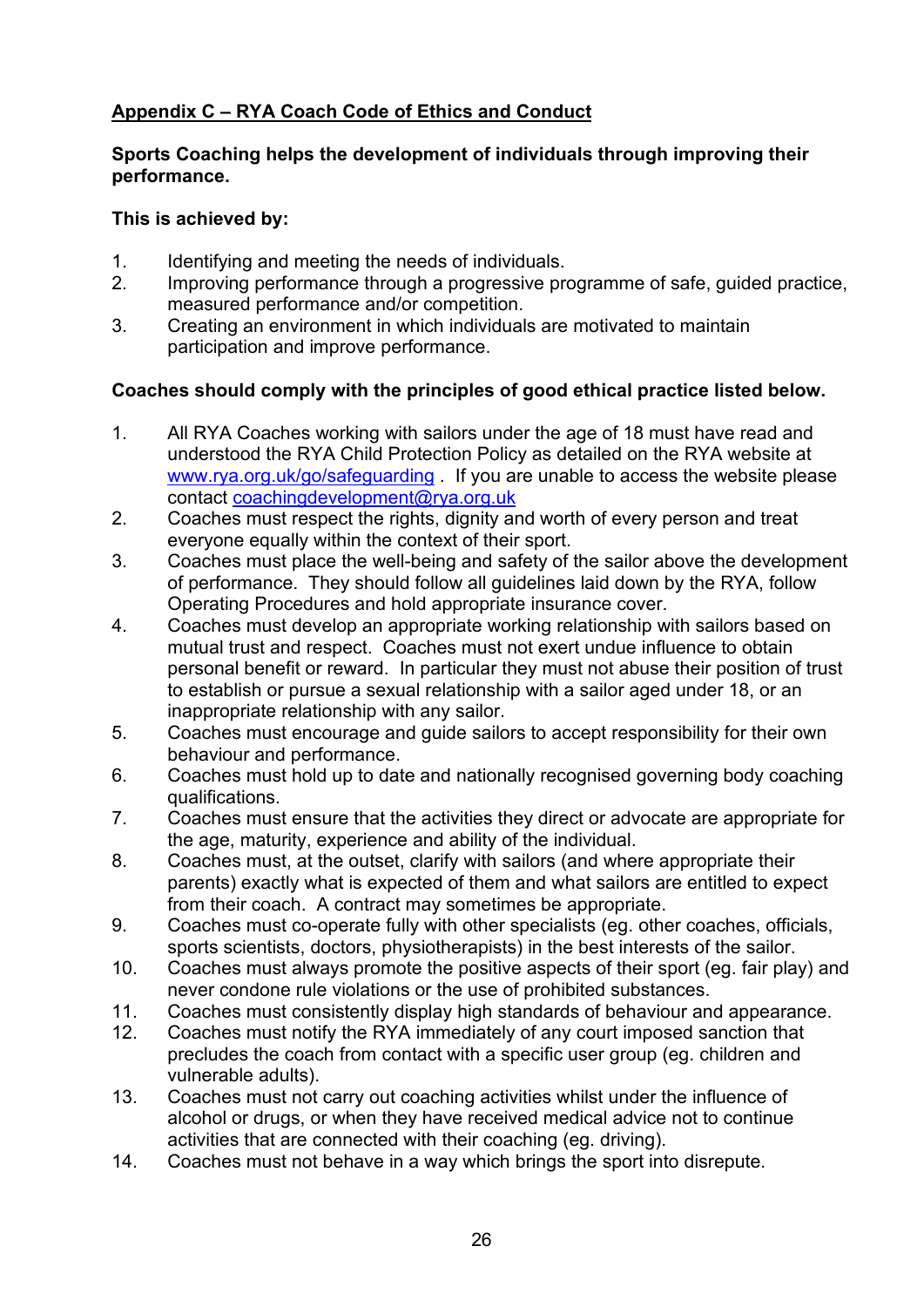## Appendix C – RYA Coach Code of Ethics and Conduct

**Sports Coaching helps the development of individuals through improving their performance.**

**This is achieved by:**

1. Identifying and meeting the needs of individuals.
2. Improving performance through a progressive programme of safe, guided practice, measured performance and/or competition.
3. Creating an environment in which individuals are motivated to maintain participation and improve performance.

**Coaches should comply with the principles of good ethical practice listed below.**

1. All RYA Coaches working with sailors under the age of 18 must have read and understood the RYA Child Protection Policy as detailed on the RYA website at [www.rya.org.uk/go/safeguarding](http://www.rya.org.uk/go/safeguarding) . If you are unable to access the website please contact [coachingdevelopment@rya.org.uk](mailto:coachingdevelopment@rya.org.uk)
2. Coaches must respect the rights, dignity and worth of every person and treat everyone equally within the context of their sport.
3. Coaches must place the well-being and safety of the sailor above the development of performance. They should follow all guidelines laid down by the RYA, follow Operating Procedures and hold appropriate insurance cover.
4. Coaches must develop an appropriate working relationship with sailors based on mutual trust and respect. Coaches must not exert undue influence to obtain personal benefit or reward. In particular they must not abuse their position of trust to establish or pursue a sexual relationship with a sailor aged under 18, or an inappropriate relationship with any sailor.
5. Coaches must encourage and guide sailors to accept responsibility for their own behaviour and performance.
6. Coaches must hold up to date and nationally recognised governing body coaching qualifications.
7. Coaches must ensure that the activities they direct or advocate are appropriate for the age, maturity, experience and ability of the individual.
8. Coaches must, at the outset, clarify with sailors (and where appropriate their parents) exactly what is expected of them and what sailors are entitled to expect from their coach. A contract may sometimes be appropriate.
9. Coaches must co-operate fully with other specialists (eg. other coaches, officials, sports scientists, doctors, physiotherapists) in the best interests of the sailor.
10. Coaches must always promote the positive aspects of their sport (eg. fair play) and never condone rule violations or the use of prohibited substances.
11. Coaches must consistently display high standards of behaviour and appearance.
12. Coaches must notify the RYA immediately of any court imposed sanction that precludes the coach from contact with a specific user group (eg. children and vulnerable adults).
13. Coaches must not carry out coaching activities whilst under the influence of alcohol or drugs, or when they have received medical advice not to continue activities that are connected with their coaching (eg. driving).
14. Coaches must not behave in a way which brings the sport into disrepute.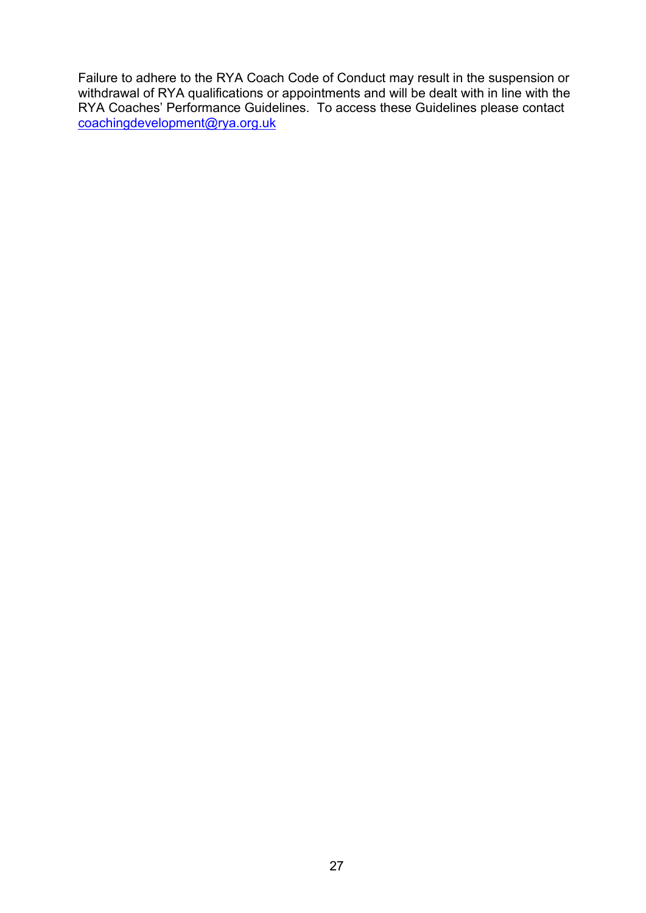Failure to adhere to the RYA Coach Code of Conduct may result in the suspension or withdrawal of RYA qualifications or appointments and will be dealt with in line with the RYA Coaches' Performance Guidelines.  To access these Guidelines please contact [coachingdevelopment@rya.org.uk](mailto:coachingdevelopment@rya.org.uk)